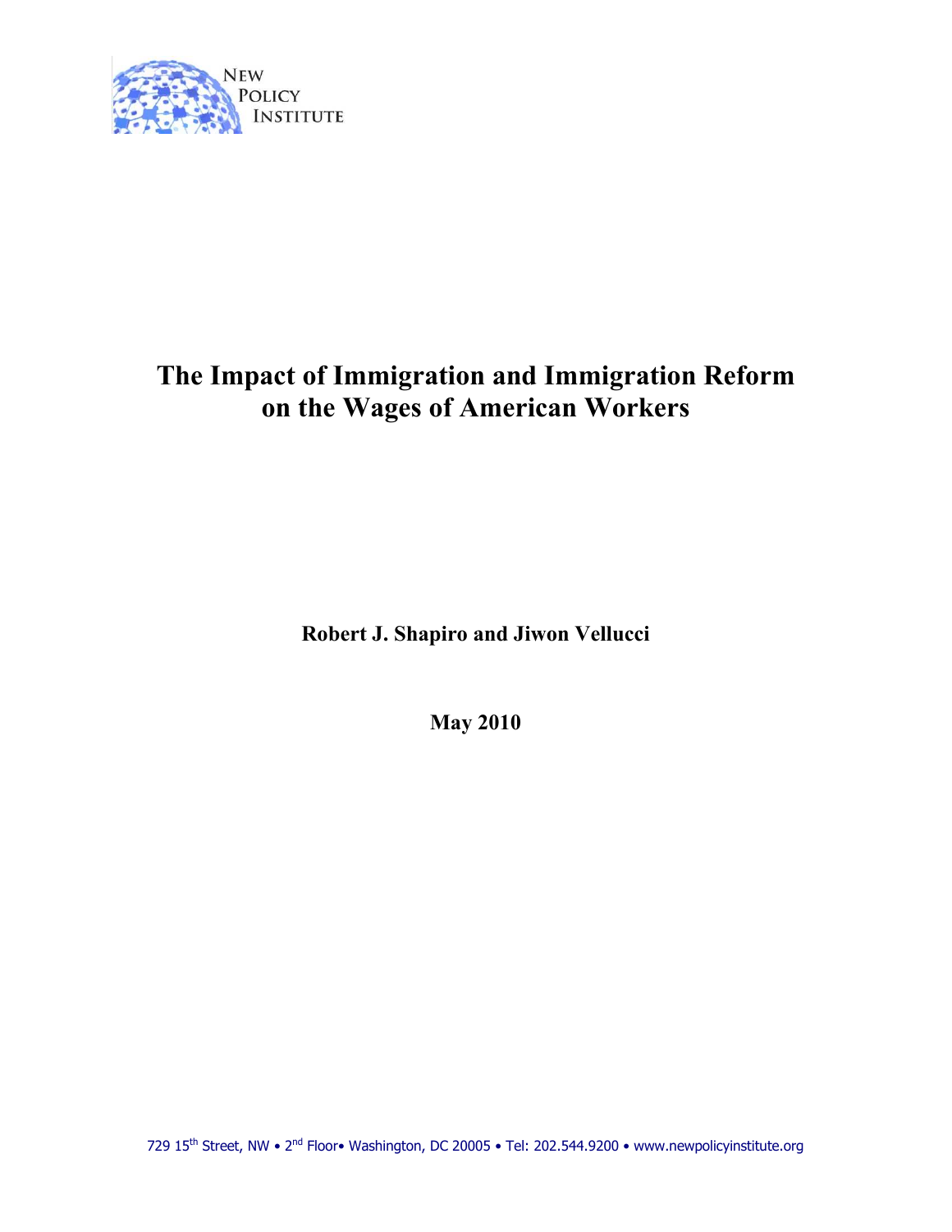NEW POLICY INSTITUTE

# The Impact of Immigration and Immigration Reform on the Wages of American Workers

**Robert J. Shapiro and Jiwon Vellucci**

**May 2010**

729 15th Street, NW • 2nd Floor• Washington, DC 20005 • Tel: 202.544.9200 • www.newpolicyinstitute.org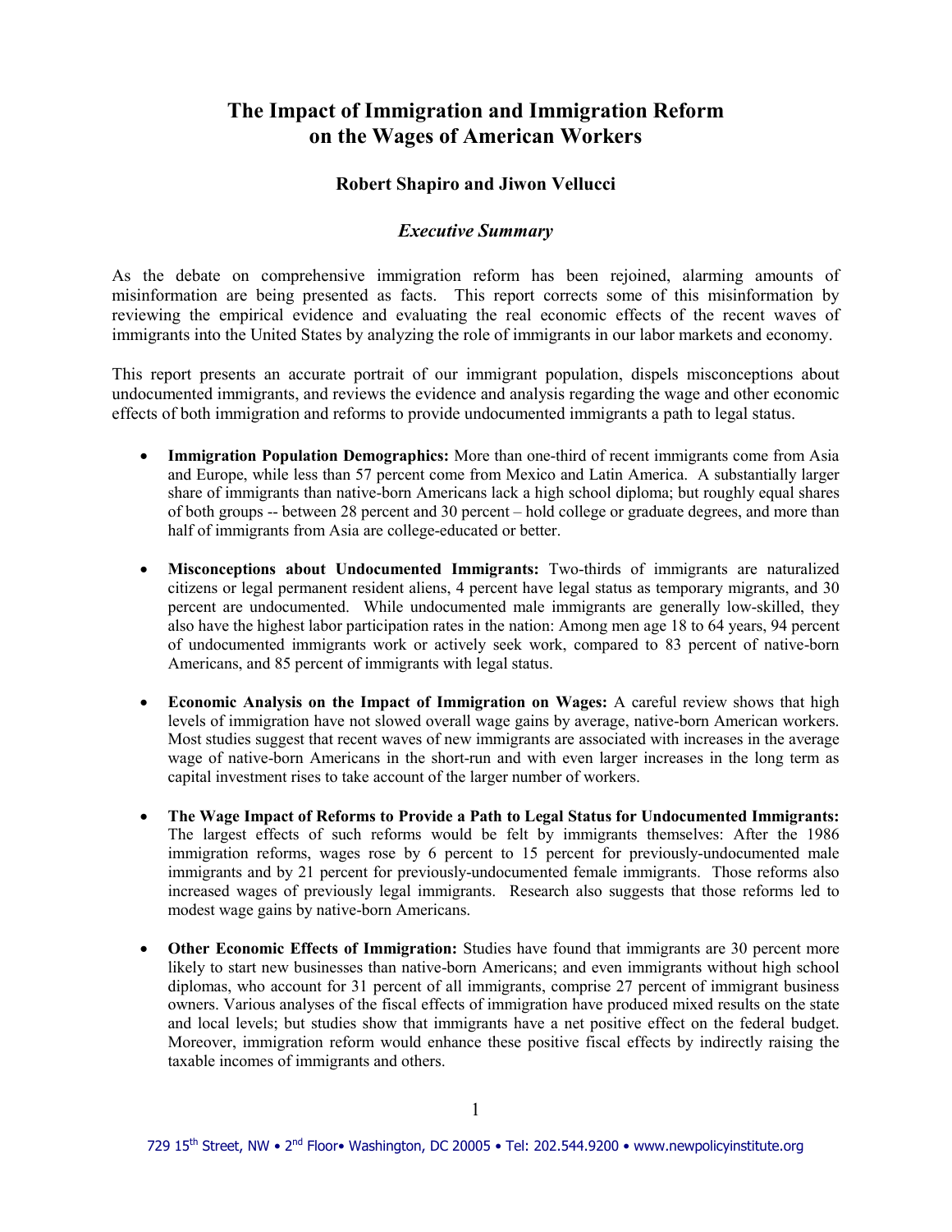# The Impact of Immigration and Immigration Reform on the Wages of American Workers

### Robert Shapiro and Jiwon Vellucci

### *Executive Summary*

As the debate on comprehensive immigration reform has been rejoined, alarming amounts of misinformation are being presented as facts. This report corrects some of this misinformation by reviewing the empirical evidence and evaluating the real economic effects of the recent waves of immigrants into the United States by analyzing the role of immigrants in our labor markets and economy.

This report presents an accurate portrait of our immigrant population, dispels misconceptions about undocumented immigrants, and reviews the evidence and analysis regarding the wage and other economic effects of both immigration and reforms to provide undocumented immigrants a path to legal status.

- **Immigration Population Demographics:** More than one-third of recent immigrants come from Asia and Europe, while less than 57 percent come from Mexico and Latin America. A substantially larger share of immigrants than native-born Americans lack a high school diploma; but roughly equal shares of both groups -- between 28 percent and 30 percent – hold college or graduate degrees, and more than half of immigrants from Asia are college-educated or better.

- **Misconceptions about Undocumented Immigrants:** Two-thirds of immigrants are naturalized citizens or legal permanent resident aliens, 4 percent have legal status as temporary migrants, and 30 percent are undocumented. While undocumented male immigrants are generally low-skilled, they also have the highest labor participation rates in the nation: Among men age 18 to 64 years, 94 percent of undocumented immigrants work or actively seek work, compared to 83 percent of native-born Americans, and 85 percent of immigrants with legal status.

- **Economic Analysis on the Impact of Immigration on Wages:** A careful review shows that high levels of immigration have not slowed overall wage gains by average, native-born American workers. Most studies suggest that recent waves of new immigrants are associated with increases in the average wage of native-born Americans in the short-run and with even larger increases in the long term as capital investment rises to take account of the larger number of workers.

- **The Wage Impact of Reforms to Provide a Path to Legal Status for Undocumented Immigrants:** The largest effects of such reforms would be felt by immigrants themselves: After the 1986 immigration reforms, wages rose by 6 percent to 15 percent for previously-undocumented male immigrants and by 21 percent for previously-undocumented female immigrants. Those reforms also increased wages of previously legal immigrants. Research also suggests that those reforms led to modest wage gains by native-born Americans.

- **Other Economic Effects of Immigration:** Studies have found that immigrants are 30 percent more likely to start new businesses than native-born Americans; and even immigrants without high school diplomas, who account for 31 percent of all immigrants, comprise 27 percent of immigrant business owners. Various analyses of the fiscal effects of immigration have produced mixed results on the state and local levels; but studies show that immigrants have a net positive effect on the federal budget. Moreover, immigration reform would enhance these positive fiscal effects by indirectly raising the taxable incomes of immigrants and others.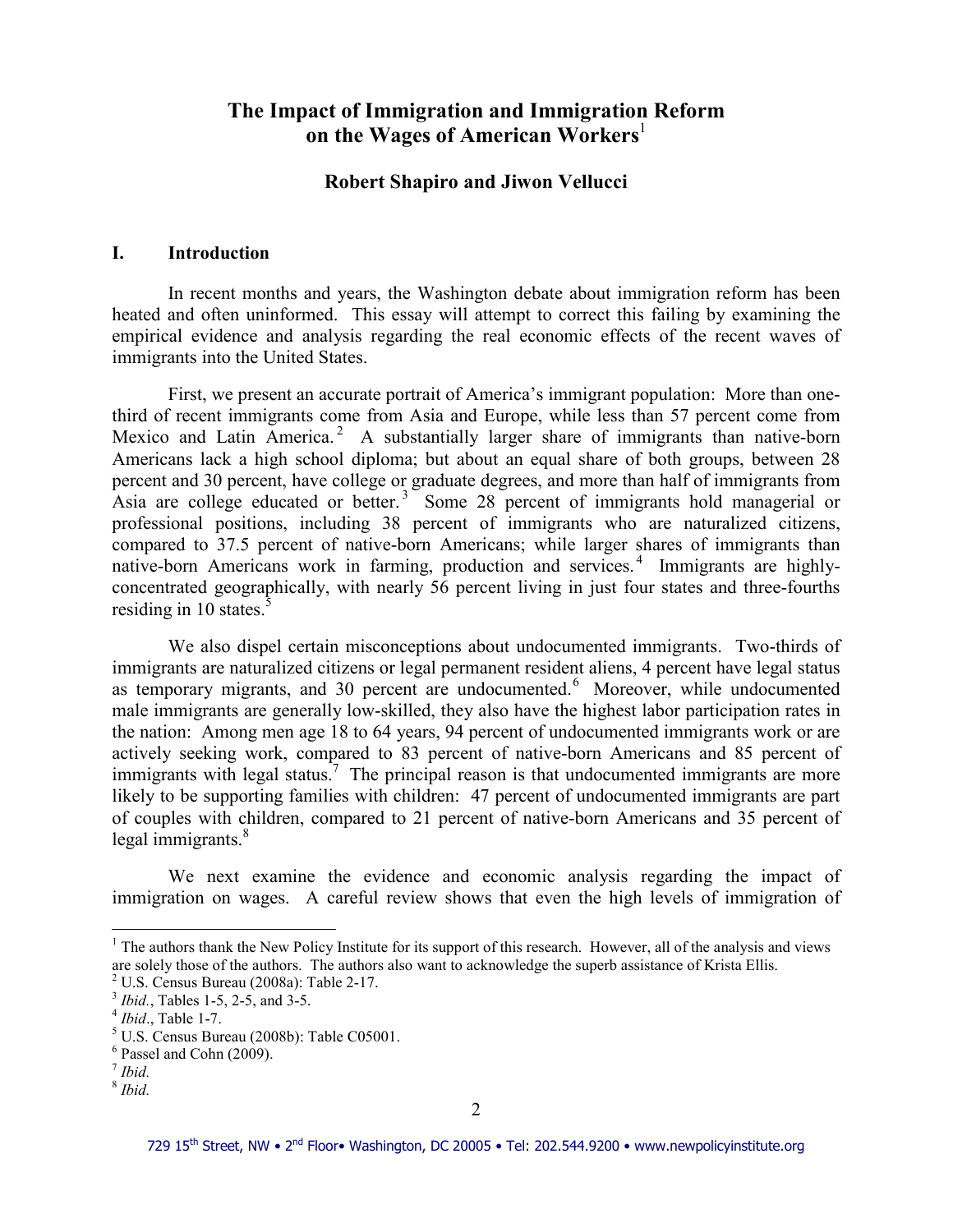# The Impact of Immigration and Immigration Reform on the Wages of American Workers[1]

## Robert Shapiro and Jiwon Vellucci

## I. Introduction

In recent months and years, the Washington debate about immigration reform has been heated and often uninformed. This essay will attempt to correct this failing by examining the empirical evidence and analysis regarding the real economic effects of the recent waves of immigrants into the United States.

First, we present an accurate portrait of America's immigrant population: More than one-third of recent immigrants come from Asia and Europe, while less than 57 percent come from Mexico and Latin America.[2] A substantially larger share of immigrants than native-born Americans lack a high school diploma; but about an equal share of both groups, between 28 percent and 30 percent, have college or graduate degrees, and more than half of immigrants from Asia are college educated or better.[3] Some 28 percent of immigrants hold managerial or professional positions, including 38 percent of immigrants who are naturalized citizens, compared to 37.5 percent of native-born Americans; while larger shares of immigrants than native-born Americans work in farming, production and services.[4] Immigrants are highly-concentrated geographically, with nearly 56 percent living in just four states and three-fourths residing in 10 states.[5]

We also dispel certain misconceptions about undocumented immigrants. Two-thirds of immigrants are naturalized citizens or legal permanent resident aliens, 4 percent have legal status as temporary migrants, and 30 percent are undocumented.[6] Moreover, while undocumented male immigrants are generally low-skilled, they also have the highest labor participation rates in the nation: Among men age 18 to 64 years, 94 percent of undocumented immigrants work or are actively seeking work, compared to 83 percent of native-born Americans and 85 percent of immigrants with legal status.[7] The principal reason is that undocumented immigrants are more likely to be supporting families with children: 47 percent of undocumented immigrants are part of couples with children, compared to 21 percent of native-born Americans and 35 percent of legal immigrants.[8]

We next examine the evidence and economic analysis regarding the impact of immigration on wages. A careful review shows that even the high levels of immigration of

---

[1] The authors thank the New Policy Institute for its support of this research. However, all of the analysis and views are solely those of the authors. The authors also want to acknowledge the superb assistance of Krista Ellis.

[2] U.S. Census Bureau (2008a): Table 2-17.

[3] *Ibid.*, Tables 1-5, 2-5, and 3-5.

[4] *Ibid.*, Table 1-7.

[5] U.S. Census Bureau (2008b): Table C05001.

[6] Passel and Cohn (2009).

[7] *Ibid.*

[8] *Ibid.*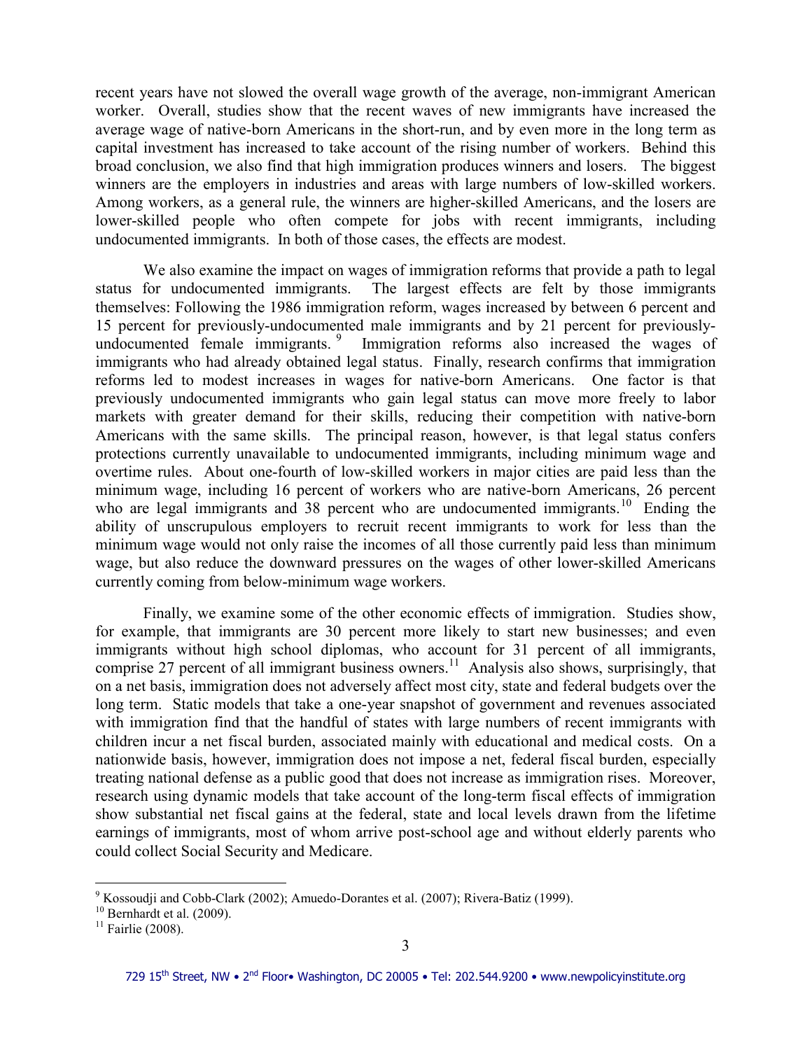recent years have not slowed the overall wage growth of the average, non-immigrant American worker. Overall, studies show that the recent waves of new immigrants have increased the average wage of native-born Americans in the short-run, and by even more in the long term as capital investment has increased to take account of the rising number of workers. Behind this broad conclusion, we also find that high immigration produces winners and losers. The biggest winners are the employers in industries and areas with large numbers of low-skilled workers. Among workers, as a general rule, the winners are higher-skilled Americans, and the losers are lower-skilled people who often compete for jobs with recent immigrants, including undocumented immigrants. In both of those cases, the effects are modest.

We also examine the impact on wages of immigration reforms that provide a path to legal status for undocumented immigrants. The largest effects are felt by those immigrants themselves: Following the 1986 immigration reform, wages increased by between 6 percent and 15 percent for previously-undocumented male immigrants and by 21 percent for previously-undocumented female immigrants.[9] Immigration reforms also increased the wages of immigrants who had already obtained legal status. Finally, research confirms that immigration reforms led to modest increases in wages for native-born Americans. One factor is that previously undocumented immigrants who gain legal status can move more freely to labor markets with greater demand for their skills, reducing their competition with native-born Americans with the same skills. The principal reason, however, is that legal status confers protections currently unavailable to undocumented immigrants, including minimum wage and overtime rules. About one-fourth of low-skilled workers in major cities are paid less than the minimum wage, including 16 percent of workers who are native-born Americans, 26 percent who are legal immigrants and 38 percent who are undocumented immigrants.[10] Ending the ability of unscrupulous employers to recruit recent immigrants to work for less than the minimum wage would not only raise the incomes of all those currently paid less than minimum wage, but also reduce the downward pressures on the wages of other lower-skilled Americans currently coming from below-minimum wage workers.

Finally, we examine some of the other economic effects of immigration. Studies show, for example, that immigrants are 30 percent more likely to start new businesses; and even immigrants without high school diplomas, who account for 31 percent of all immigrants, comprise 27 percent of all immigrant business owners.[11] Analysis also shows, surprisingly, that on a net basis, immigration does not adversely affect most city, state and federal budgets over the long term. Static models that take a one-year snapshot of government and revenues associated with immigration find that the handful of states with large numbers of recent immigrants with children incur a net fiscal burden, associated mainly with educational and medical costs. On a nationwide basis, however, immigration does not impose a net, federal fiscal burden, especially treating national defense as a public good that does not increase as immigration rises. Moreover, research using dynamic models that take account of the long-term fiscal effects of immigration show substantial net fiscal gains at the federal, state and local levels drawn from the lifetime earnings of immigrants, most of whom arrive post-school age and without elderly parents who could collect Social Security and Medicare.

---

[9] Kossoudji and Cobb-Clark (2002); Amuedo-Dorantes et al. (2007); Rivera-Batiz (1999).

[10] Bernhardt et al. (2009).

[11] Fairlie (2008).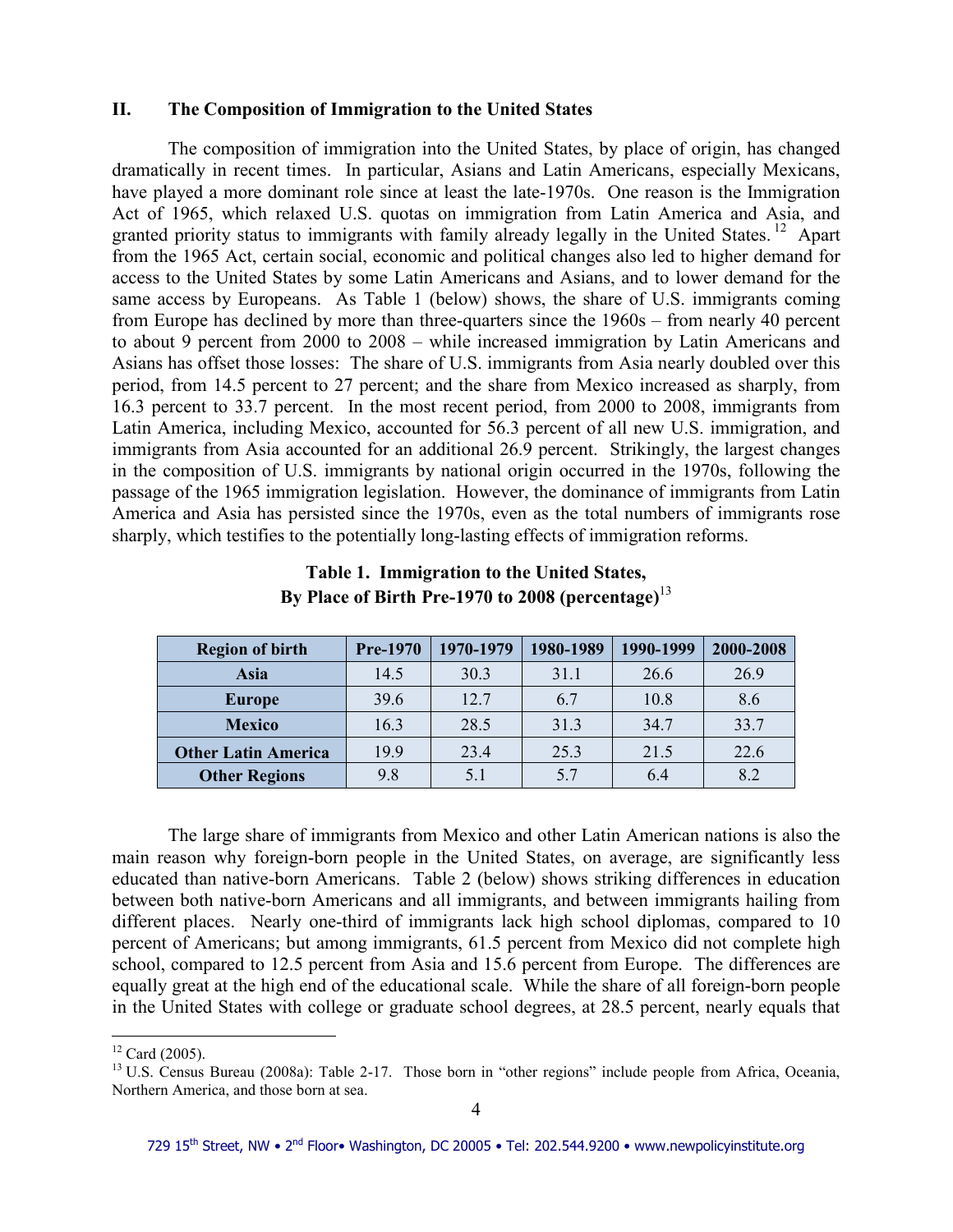## II. The Composition of Immigration to the United States

The composition of immigration into the United States, by place of origin, has changed dramatically in recent times. In particular, Asians and Latin Americans, especially Mexicans, have played a more dominant role since at least the late-1970s. One reason is the Immigration Act of 1965, which relaxed U.S. quotas on immigration from Latin America and Asia, and granted priority status to immigrants with family already legally in the United States.[12] Apart from the 1965 Act, certain social, economic and political changes also led to higher demand for access to the United States by some Latin Americans and Asians, and to lower demand for the same access by Europeans. As Table 1 (below) shows, the share of U.S. immigrants coming from Europe has declined by more than three-quarters since the 1960s – from nearly 40 percent to about 9 percent from 2000 to 2008 – while increased immigration by Latin Americans and Asians has offset those losses: The share of U.S. immigrants from Asia nearly doubled over this period, from 14.5 percent to 27 percent; and the share from Mexico increased as sharply, from 16.3 percent to 33.7 percent. In the most recent period, from 2000 to 2008, immigrants from Latin America, including Mexico, accounted for 56.3 percent of all new U.S. immigration, and immigrants from Asia accounted for an additional 26.9 percent. Strikingly, the largest changes in the composition of U.S. immigrants by national origin occurred in the 1970s, following the passage of the 1965 immigration legislation. However, the dominance of immigrants from Latin America and Asia has persisted since the 1970s, even as the total numbers of immigrants rose sharply, which testifies to the potentially long-lasting effects of immigration reforms.

**Table 1. Immigration to the United States, By Place of Birth Pre-1970 to 2008 (percentage)**[13]

| Region of birth | Pre-1970 | 1970-1979 | 1980-1989 | 1990-1999 | 2000-2008 |
|---|---|---|---|---|---|
| Asia | 14.5 | 30.3 | 31.1 | 26.6 | 26.9 |
| Europe | 39.6 | 12.7 | 6.7 | 10.8 | 8.6 |
| Mexico | 16.3 | 28.5 | 31.3 | 34.7 | 33.7 |
| Other Latin America | 19.9 | 23.4 | 25.3 | 21.5 | 22.6 |
| Other Regions | 9.8 | 5.1 | 5.7 | 6.4 | 8.2 |

The large share of immigrants from Mexico and other Latin American nations is also the main reason why foreign-born people in the United States, on average, are significantly less educated than native-born Americans. Table 2 (below) shows striking differences in education between both native-born Americans and all immigrants, and between immigrants hailing from different places. Nearly one-third of immigrants lack high school diplomas, compared to 10 percent of Americans; but among immigrants, 61.5 percent from Mexico did not complete high school, compared to 12.5 percent from Asia and 15.6 percent from Europe. The differences are equally great at the high end of the educational scale. While the share of all foreign-born people in the United States with college or graduate school degrees, at 28.5 percent, nearly equals that

[12] Card (2005).

[13] U.S. Census Bureau (2008a): Table 2-17. Those born in "other regions" include people from Africa, Oceania, Northern America, and those born at sea.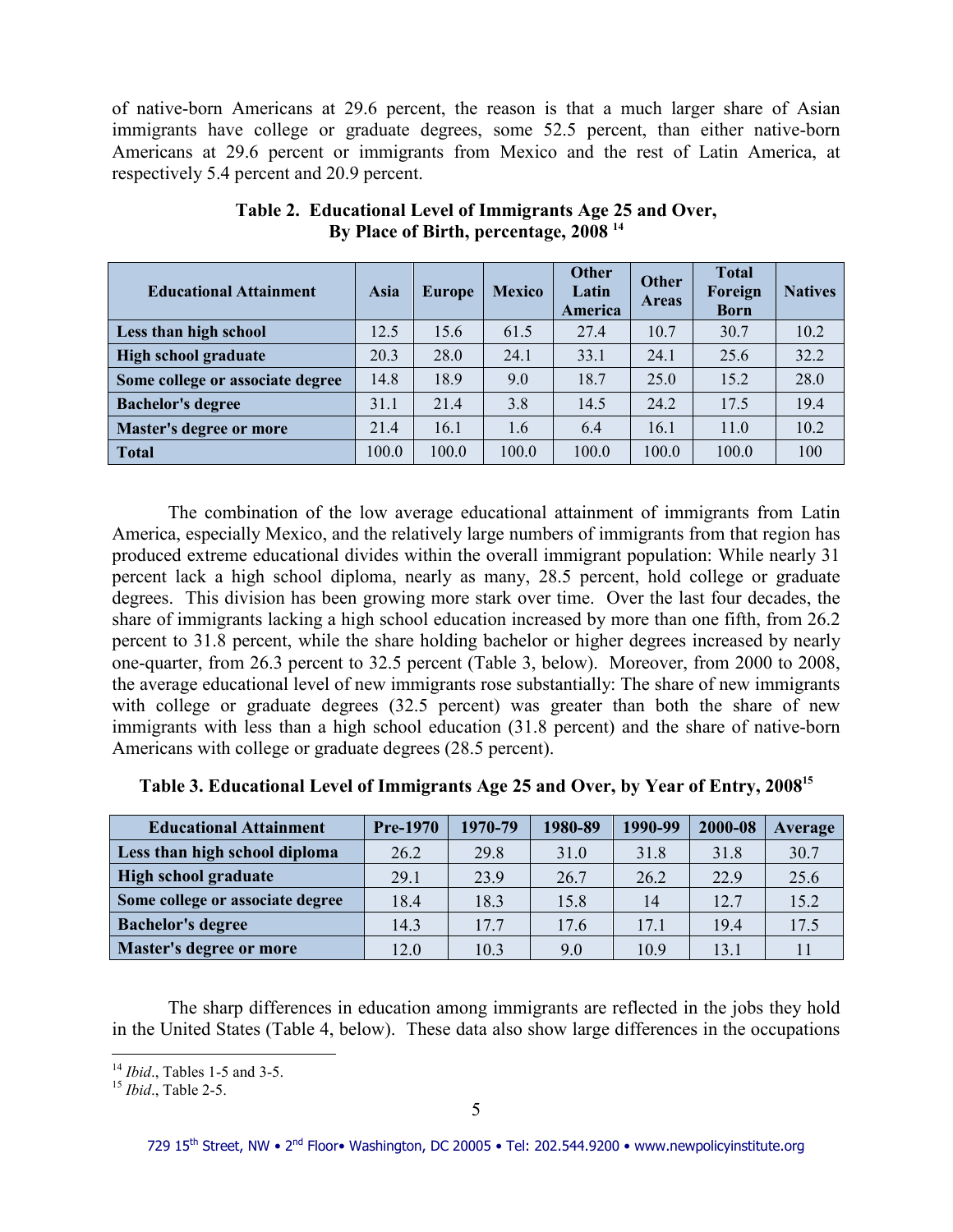of native-born Americans at 29.6 percent, the reason is that a much larger share of Asian immigrants have college or graduate degrees, some 52.5 percent, than either native-born Americans at 29.6 percent or immigrants from Mexico and the rest of Latin America, at respectively 5.4 percent and 20.9 percent.

**Table 2. Educational Level of Immigrants Age 25 and Over, By Place of Birth, percentage, 2008** [14]

| Educational Attainment | Asia | Europe | Mexico | Other Latin America | Other Areas | Total Foreign Born | Natives |
|---|---|---|---|---|---|---|---|
| **Less than high school** | 12.5 | 15.6 | 61.5 | 27.4 | 10.7 | 30.7 | 10.2 |
| **High school graduate** | 20.3 | 28.0 | 24.1 | 33.1 | 24.1 | 25.6 | 32.2 |
| **Some college or associate degree** | 14.8 | 18.9 | 9.0 | 18.7 | 25.0 | 15.2 | 28.0 |
| **Bachelor's degree** | 31.1 | 21.4 | 3.8 | 14.5 | 24.2 | 17.5 | 19.4 |
| **Master's degree or more** | 21.4 | 16.1 | 1.6 | 6.4 | 16.1 | 11.0 | 10.2 |
| **Total** | 100.0 | 100.0 | 100.0 | 100.0 | 100.0 | 100.0 | 100 |

The combination of the low average educational attainment of immigrants from Latin America, especially Mexico, and the relatively large numbers of immigrants from that region has produced extreme educational divides within the overall immigrant population: While nearly 31 percent lack a high school diploma, nearly as many, 28.5 percent, hold college or graduate degrees. This division has been growing more stark over time. Over the last four decades, the share of immigrants lacking a high school education increased by more than one fifth, from 26.2 percent to 31.8 percent, while the share holding bachelor or higher degrees increased by nearly one-quarter, from 26.3 percent to 32.5 percent (Table 3, below). Moreover, from 2000 to 2008, the average educational level of new immigrants rose substantially: The share of new immigrants with college or graduate degrees (32.5 percent) was greater than both the share of new immigrants with less than a high school education (31.8 percent) and the share of native-born Americans with college or graduate degrees (28.5 percent).

**Table 3. Educational Level of Immigrants Age 25 and Over, by Year of Entry, 2008**[15]

| Educational Attainment | Pre-1970 | 1970-79 | 1980-89 | 1990-99 | 2000-08 | Average |
|---|---|---|---|---|---|---|
| **Less than high school diploma** | 26.2 | 29.8 | 31.0 | 31.8 | 31.8 | 30.7 |
| **High school graduate** | 29.1 | 23.9 | 26.7 | 26.2 | 22.9 | 25.6 |
| **Some college or associate degree** | 18.4 | 18.3 | 15.8 | 14 | 12.7 | 15.2 |
| **Bachelor's degree** | 14.3 | 17.7 | 17.6 | 17.1 | 19.4 | 17.5 |
| **Master's degree or more** | 12.0 | 10.3 | 9.0 | 10.9 | 13.1 | 11 |

The sharp differences in education among immigrants are reflected in the jobs they hold in the United States (Table 4, below). These data also show large differences in the occupations

[14] *Ibid*., Tables 1-5 and 3-5.

[15] *Ibid*., Table 2-5.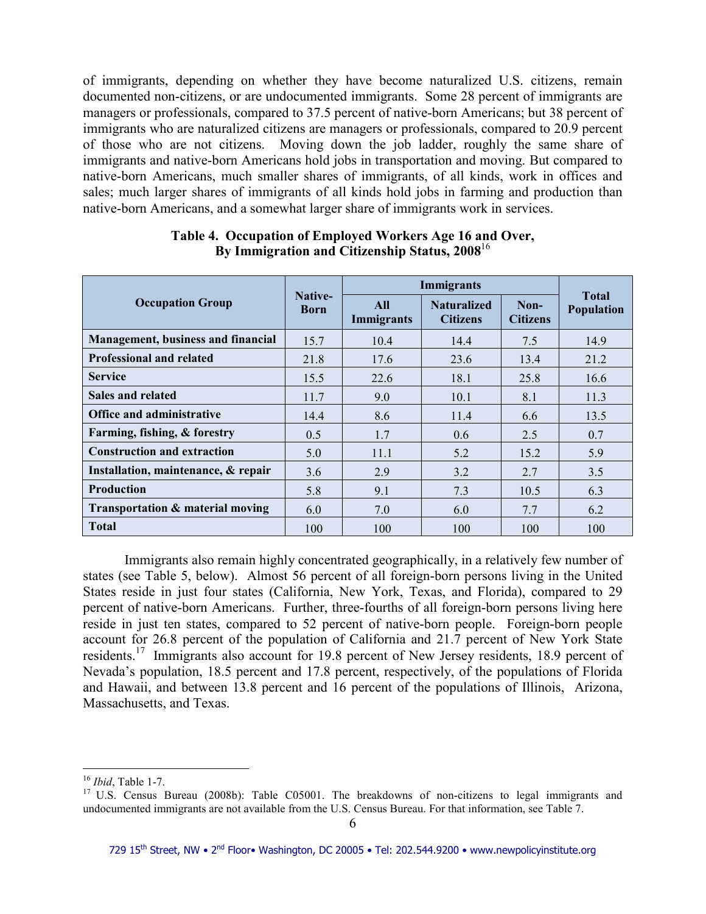of immigrants, depending on whether they have become naturalized U.S. citizens, remain documented non-citizens, or are undocumented immigrants. Some 28 percent of immigrants are managers or professionals, compared to 37.5 percent of native-born Americans; but 38 percent of immigrants who are naturalized citizens are managers or professionals, compared to 20.9 percent of those who are not citizens. Moving down the job ladder, roughly the same share of immigrants and native-born Americans hold jobs in transportation and moving. But compared to native-born Americans, much smaller shares of immigrants, of all kinds, work in offices and sales; much larger shares of immigrants of all kinds hold jobs in farming and production than native-born Americans, and a somewhat larger share of immigrants work in services.

**Table 4. Occupation of Employed Workers Age 16 and Over, By Immigration and Citizenship Status, 2008**[16]

| Occupation Group | Native-Born | Immigrants | | | Total Population |
|---|---|---|---|---|---|
| | | All Immigrants | Naturalized Citizens | Non-Citizens | |
| **Management, business and financial** | 15.7 | 10.4 | 14.4 | 7.5 | 14.9 |
| **Professional and related** | 21.8 | 17.6 | 23.6 | 13.4 | 21.2 |
| **Service** | 15.5 | 22.6 | 18.1 | 25.8 | 16.6 |
| **Sales and related** | 11.7 | 9.0 | 10.1 | 8.1 | 11.3 |
| **Office and administrative** | 14.4 | 8.6 | 11.4 | 6.6 | 13.5 |
| **Farming, fishing, & forestry** | 0.5 | 1.7 | 0.6 | 2.5 | 0.7 |
| **Construction and extraction** | 5.0 | 11.1 | 5.2 | 15.2 | 5.9 |
| **Installation, maintenance, & repair** | 3.6 | 2.9 | 3.2 | 2.7 | 3.5 |
| **Production** | 5.8 | 9.1 | 7.3 | 10.5 | 6.3 |
| **Transportation & material moving** | 6.0 | 7.0 | 6.0 | 7.7 | 6.2 |
| **Total** | 100 | 100 | 100 | 100 | 100 |

Immigrants also remain highly concentrated geographically, in a relatively few number of states (see Table 5, below). Almost 56 percent of all foreign-born persons living in the United States reside in just four states (California, New York, Texas, and Florida), compared to 29 percent of native-born Americans. Further, three-fourths of all foreign-born persons living here reside in just ten states, compared to 52 percent of native-born people. Foreign-born people account for 26.8 percent of the population of California and 21.7 percent of New York State residents.[17] Immigrants also account for 19.8 percent of New Jersey residents, 18.9 percent of Nevada's population, 18.5 percent and 17.8 percent, respectively, of the populations of Florida and Hawaii, and between 13.8 percent and 16 percent of the populations of Illinois, Arizona, Massachusetts, and Texas.

[16] *Ibid*, Table 1-7.

[17] U.S. Census Bureau (2008b): Table C05001. The breakdowns of non-citizens to legal immigrants and undocumented immigrants are not available from the U.S. Census Bureau. For that information, see Table 7.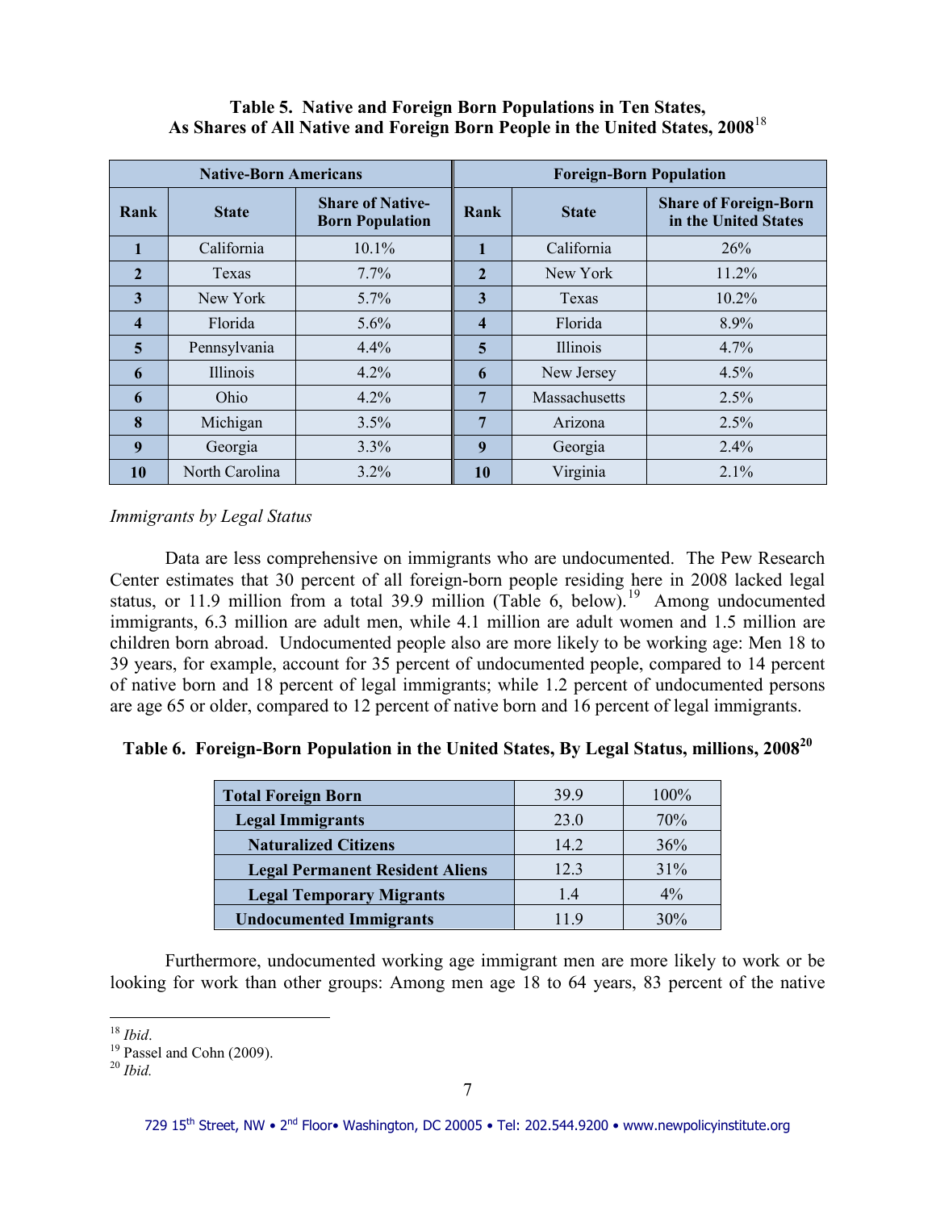**Table 5. Native and Foreign Born Populations in Ten States, As Shares of All Native and Foreign Born People in the United States, 2008**[18]

| Native-Born Americans | | | Foreign-Born Population | | |
|---|---|---|---|---|---|
| **Rank** | **State** | **Share of Native-Born Population** | **Rank** | **State** | **Share of Foreign-Born in the United States** |
| **1** | California | 10.1% | **1** | California | 26% |
| **2** | Texas | 7.7% | **2** | New York | 11.2% |
| **3** | New York | 5.7% | **3** | Texas | 10.2% |
| **4** | Florida | 5.6% | **4** | Florida | 8.9% |
| **5** | Pennsylvania | 4.4% | **5** | Illinois | 4.7% |
| **6** | Illinois | 4.2% | **6** | New Jersey | 4.5% |
| **6** | Ohio | 4.2% | **7** | Massachusetts | 2.5% |
| **8** | Michigan | 3.5% | **7** | Arizona | 2.5% |
| **9** | Georgia | 3.3% | **9** | Georgia | 2.4% |
| **10** | North Carolina | 3.2% | **10** | Virginia | 2.1% |

*Immigrants by Legal Status*

Data are less comprehensive on immigrants who are undocumented. The Pew Research Center estimates that 30 percent of all foreign-born people residing here in 2008 lacked legal status, or 11.9 million from a total 39.9 million (Table 6, below).[19] Among undocumented immigrants, 6.3 million are adult men, while 4.1 million are adult women and 1.5 million are children born abroad. Undocumented people also are more likely to be working age: Men 18 to 39 years, for example, account for 35 percent of undocumented people, compared to 14 percent of native born and 18 percent of legal immigrants; while 1.2 percent of undocumented persons are age 65 or older, compared to 12 percent of native born and 16 percent of legal immigrants.

**Table 6. Foreign-Born Population in the United States, By Legal Status, millions, 2008**[20]

| | | |
|---|---|---|
| **Total Foreign Born** | 39.9 | 100% |
| **Legal Immigrants** | 23.0 | 70% |
| **Naturalized Citizens** | 14.2 | 36% |
| **Legal Permanent Resident Aliens** | 12.3 | 31% |
| **Legal Temporary Migrants** | 1.4 | 4% |
| **Undocumented Immigrants** | 11.9 | 30% |

Furthermore, undocumented working age immigrant men are more likely to work or be looking for work than other groups: Among men age 18 to 64 years, 83 percent of the native

[18] *Ibid*.
[19] Passel and Cohn (2009).
[20] *Ibid.*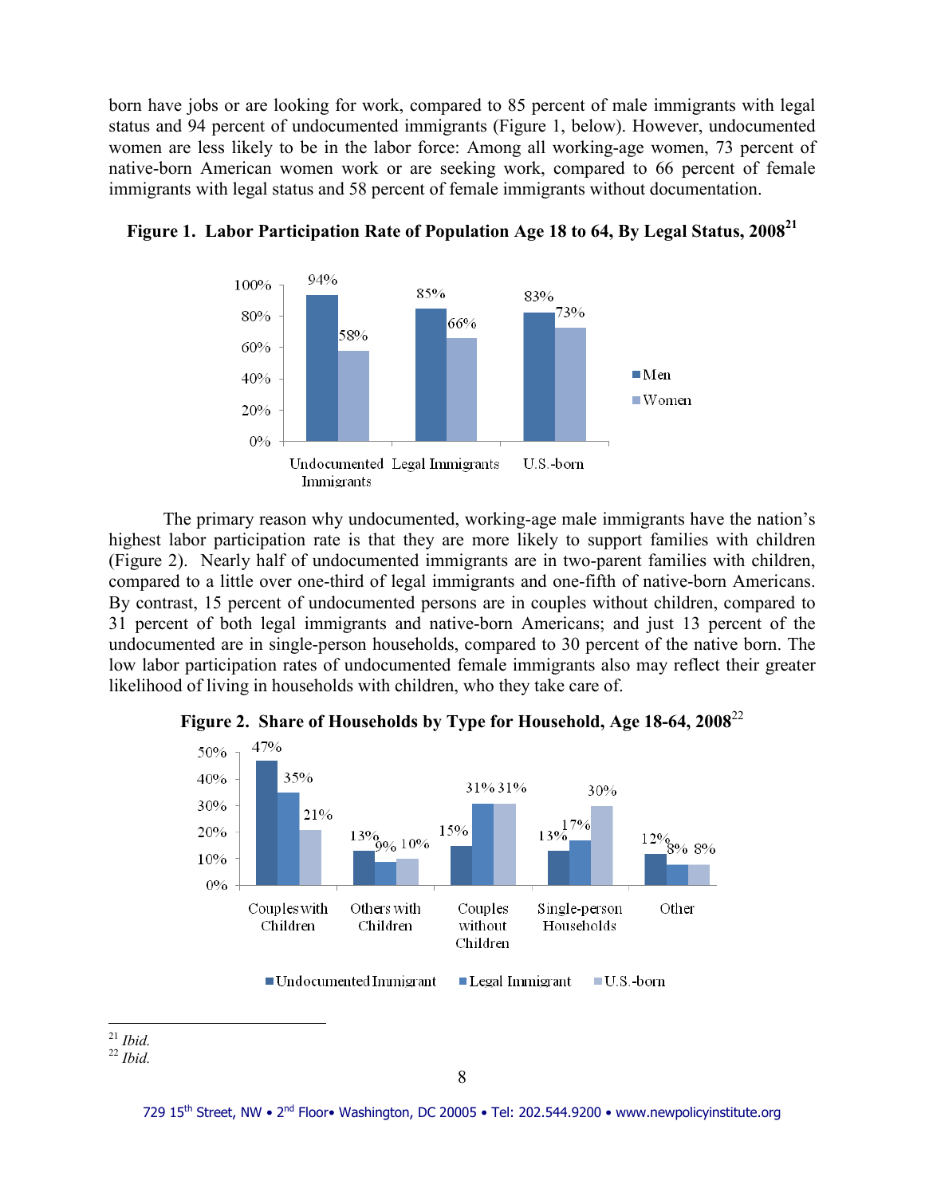born have jobs or are looking for work, compared to 85 percent of male immigrants with legal status and 94 percent of undocumented immigrants (Figure 1, below). However, undocumented women are less likely to be in the labor force: Among all working-age women, 73 percent of native-born American women work or are seeking work, compared to 66 percent of female immigrants with legal status and 58 percent of female immigrants without documentation.

**Figure 1. Labor Participation Rate of Population Age 18 to 64, By Legal Status, 2008**[21]

| | Men | Women |
|---|---|---|
| Undocumented Immigrants | 94% | 58% |
| Legal Immigrants | 85% | 66% |
| U.S.-born | 83% | 73% |

The primary reason why undocumented, working-age male immigrants have the nation's highest labor participation rate is that they are more likely to support families with children (Figure 2). Nearly half of undocumented immigrants are in two-parent families with children, compared to a little over one-third of legal immigrants and one-fifth of native-born Americans. By contrast, 15 percent of undocumented persons are in couples without children, compared to 31 percent of both legal immigrants and native-born Americans; and just 13 percent of the undocumented are in single-person households, compared to 30 percent of the native born. The low labor participation rates of undocumented female immigrants also may reflect their greater likelihood of living in households with children, who they take care of.

**Figure 2. Share of Households by Type for Household, Age 18-64, 2008**[22]

| | Undocumented Immigrant | Legal Immigrant | U.S.-born |
|---|---|---|---|
| Couples with Children | 47% | 35% | 21% |
| Others with Children | 13% | 9% | 10% |
| Couples without Children | 15% | 31% | 31% |
| Single-person Households | 13% | 17% | 30% |
| Other | 12% | 8% | 8% |

[21] *Ibid.*

[22] *Ibid.*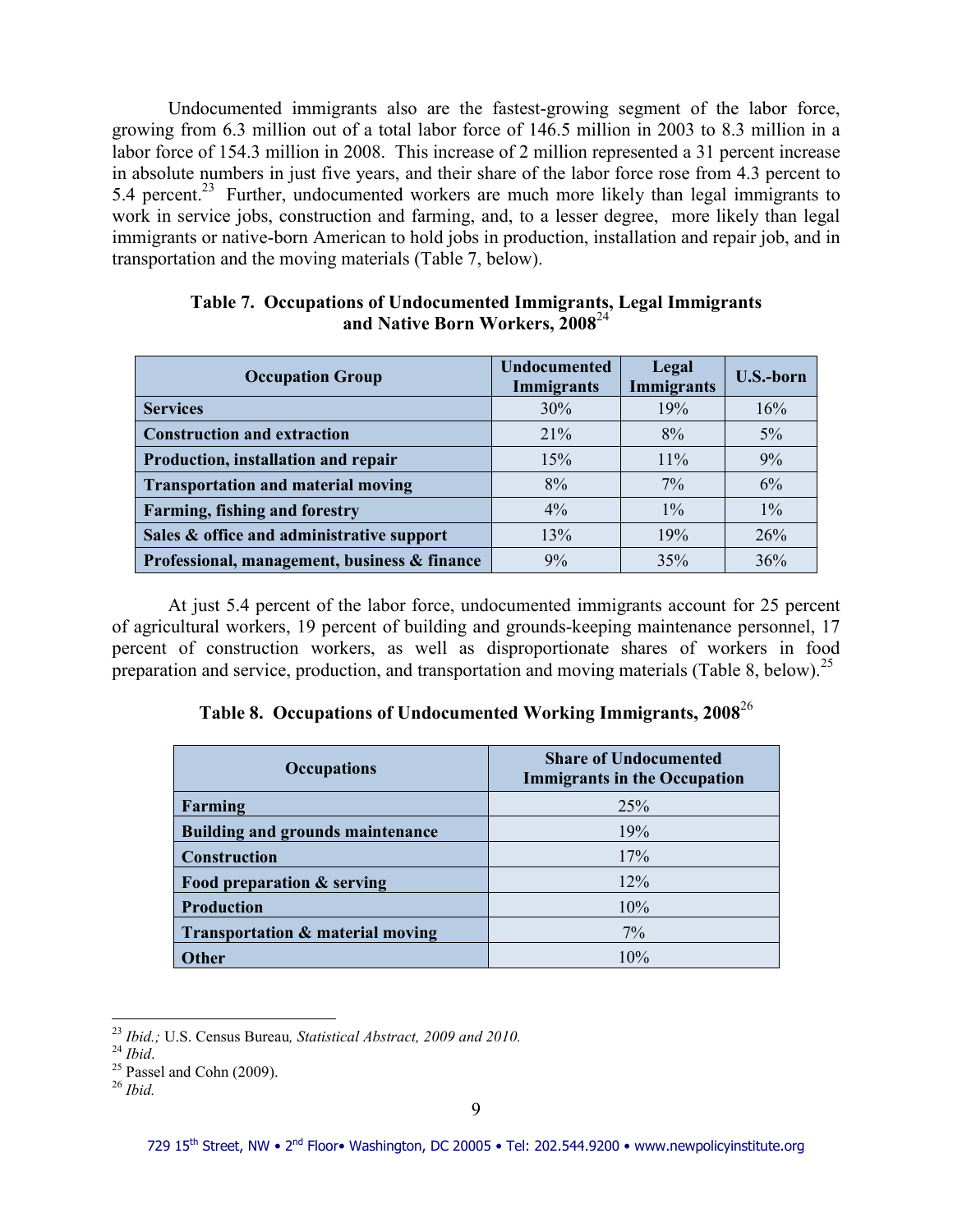Undocumented immigrants also are the fastest-growing segment of the labor force, growing from 6.3 million out of a total labor force of 146.5 million in 2003 to 8.3 million in a labor force of 154.3 million in 2008. This increase of 2 million represented a 31 percent increase in absolute numbers in just five years, and their share of the labor force rose from 4.3 percent to 5.4 percent.[23] Further, undocumented workers are much more likely than legal immigrants to work in service jobs, construction and farming, and, to a lesser degree, more likely than legal immigrants or native-born American to hold jobs in production, installation and repair job, and in transportation and the moving materials (Table 7, below).

**Table 7. Occupations of Undocumented Immigrants, Legal Immigrants and Native Born Workers, 2008**[24]

| Occupation Group | Undocumented Immigrants | Legal Immigrants | U.S.-born |
|---|---|---|---|
| **Services** | 30% | 19% | 16% |
| **Construction and extraction** | 21% | 8% | 5% |
| **Production, installation and repair** | 15% | 11% | 9% |
| **Transportation and material moving** | 8% | 7% | 6% |
| **Farming, fishing and forestry** | 4% | 1% | 1% |
| **Sales & office and administrative support** | 13% | 19% | 26% |
| **Professional, management, business & finance** | 9% | 35% | 36% |

At just 5.4 percent of the labor force, undocumented immigrants account for 25 percent of agricultural workers, 19 percent of building and grounds-keeping maintenance personnel, 17 percent of construction workers, as well as disproportionate shares of workers in food preparation and service, production, and transportation and moving materials (Table 8, below).[25]

**Table 8. Occupations of Undocumented Working Immigrants, 2008**[26]

| Occupations | Share of Undocumented Immigrants in the Occupation |
|---|---|
| **Farming** | 25% |
| **Building and grounds maintenance** | 19% |
| **Construction** | 17% |
| **Food preparation & serving** | 12% |
| **Production** | 10% |
| **Transportation & material moving** | 7% |
| **Other** | 10% |

---

[23] *Ibid.;* U.S. Census Bureau*, Statistical Abstract, 2009 and 2010.*
[24] *Ibid*.
[25] Passel and Cohn (2009).
[26] *Ibid.*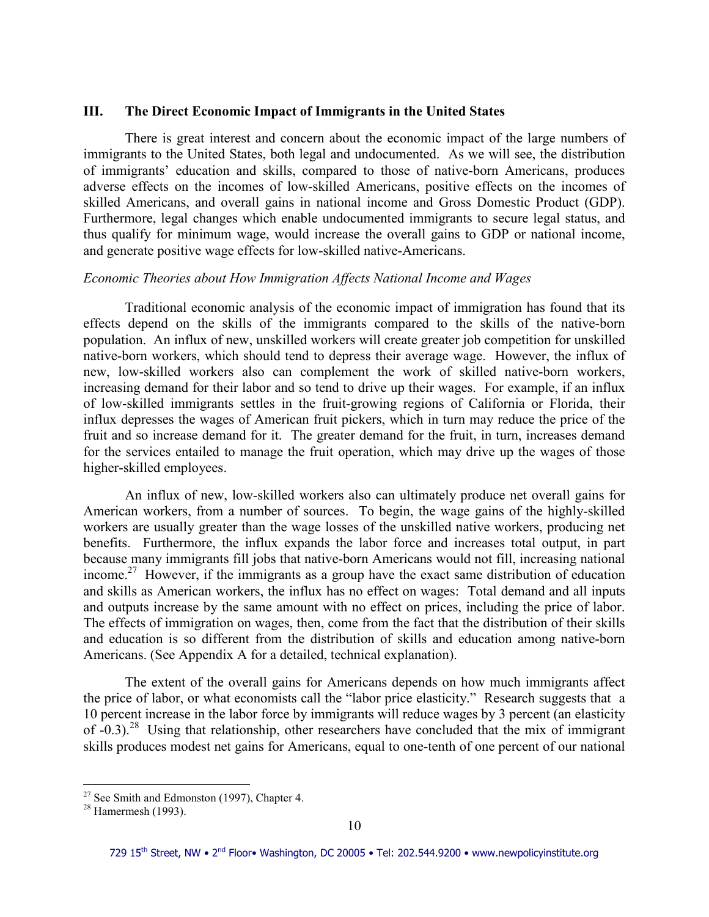## III. The Direct Economic Impact of Immigrants in the United States

There is great interest and concern about the economic impact of the large numbers of immigrants to the United States, both legal and undocumented. As we will see, the distribution of immigrants' education and skills, compared to those of native-born Americans, produces adverse effects on the incomes of low-skilled Americans, positive effects on the incomes of skilled Americans, and overall gains in national income and Gross Domestic Product (GDP). Furthermore, legal changes which enable undocumented immigrants to secure legal status, and thus qualify for minimum wage, would increase the overall gains to GDP or national income, and generate positive wage effects for low-skilled native-Americans.

*Economic Theories about How Immigration Affects National Income and Wages*

Traditional economic analysis of the economic impact of immigration has found that its effects depend on the skills of the immigrants compared to the skills of the native-born population. An influx of new, unskilled workers will create greater job competition for unskilled native-born workers, which should tend to depress their average wage. However, the influx of new, low-skilled workers also can complement the work of skilled native-born workers, increasing demand for their labor and so tend to drive up their wages. For example, if an influx of low-skilled immigrants settles in the fruit-growing regions of California or Florida, their influx depresses the wages of American fruit pickers, which in turn may reduce the price of the fruit and so increase demand for it. The greater demand for the fruit, in turn, increases demand for the services entailed to manage the fruit operation, which may drive up the wages of those higher-skilled employees.

An influx of new, low-skilled workers also can ultimately produce net overall gains for American workers, from a number of sources. To begin, the wage gains of the highly-skilled workers are usually greater than the wage losses of the unskilled native workers, producing net benefits. Furthermore, the influx expands the labor force and increases total output, in part because many immigrants fill jobs that native-born Americans would not fill, increasing national income.[27] However, if the immigrants as a group have the exact same distribution of education and skills as American workers, the influx has no effect on wages: Total demand and all inputs and outputs increase by the same amount with no effect on prices, including the price of labor. The effects of immigration on wages, then, come from the fact that the distribution of their skills and education is so different from the distribution of skills and education among native-born Americans. (See Appendix A for a detailed, technical explanation).

The extent of the overall gains for Americans depends on how much immigrants affect the price of labor, or what economists call the "labor price elasticity." Research suggests that a 10 percent increase in the labor force by immigrants will reduce wages by 3 percent (an elasticity of -0.3).[28] Using that relationship, other researchers have concluded that the mix of immigrant skills produces modest net gains for Americans, equal to one-tenth of one percent of our national

[27] See Smith and Edmonston (1997), Chapter 4.

[28] Hamermesh (1993).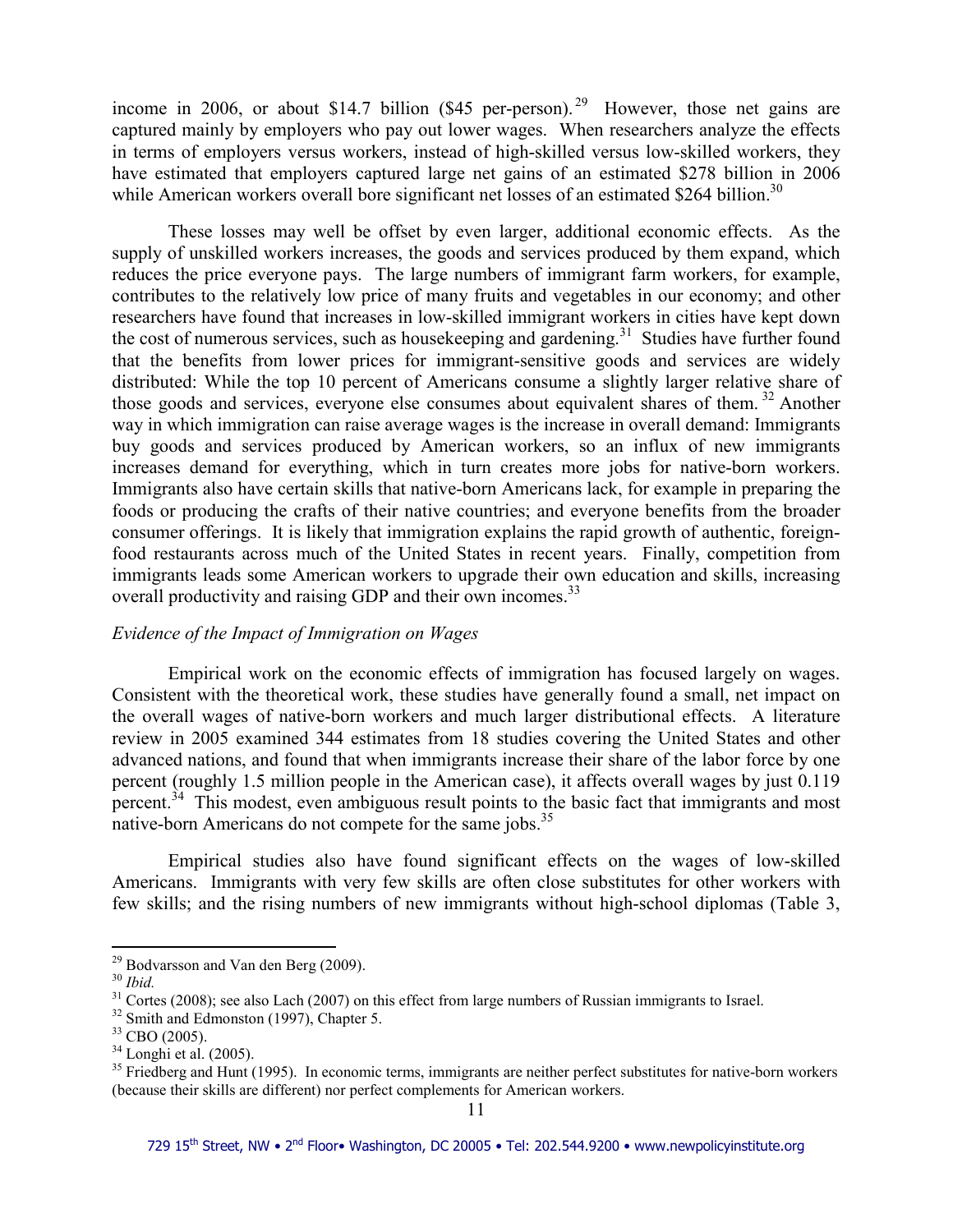income in 2006, or about $14.7 billion ($45 per-person).[29] However, those net gains are captured mainly by employers who pay out lower wages. When researchers analyze the effects in terms of employers versus workers, instead of high-skilled versus low-skilled workers, they have estimated that employers captured large net gains of an estimated $278 billion in 2006 while American workers overall bore significant net losses of an estimated $264 billion.[30]

These losses may well be offset by even larger, additional economic effects. As the supply of unskilled workers increases, the goods and services produced by them expand, which reduces the price everyone pays. The large numbers of immigrant farm workers, for example, contributes to the relatively low price of many fruits and vegetables in our economy; and other researchers have found that increases in low-skilled immigrant workers in cities have kept down the cost of numerous services, such as housekeeping and gardening.[31] Studies have further found that the benefits from lower prices for immigrant-sensitive goods and services are widely distributed: While the top 10 percent of Americans consume a slightly larger relative share of those goods and services, everyone else consumes about equivalent shares of them.[32] Another way in which immigration can raise average wages is the increase in overall demand: Immigrants buy goods and services produced by American workers, so an influx of new immigrants increases demand for everything, which in turn creates more jobs for native-born workers. Immigrants also have certain skills that native-born Americans lack, for example in preparing the foods or producing the crafts of their native countries; and everyone benefits from the broader consumer offerings. It is likely that immigration explains the rapid growth of authentic, foreign-food restaurants across much of the United States in recent years. Finally, competition from immigrants leads some American workers to upgrade their own education and skills, increasing overall productivity and raising GDP and their own incomes.[33]

*Evidence of the Impact of Immigration on Wages*

Empirical work on the economic effects of immigration has focused largely on wages. Consistent with the theoretical work, these studies have generally found a small, net impact on the overall wages of native-born workers and much larger distributional effects. A literature review in 2005 examined 344 estimates from 18 studies covering the United States and other advanced nations, and found that when immigrants increase their share of the labor force by one percent (roughly 1.5 million people in the American case), it affects overall wages by just 0.119 percent.[34] This modest, even ambiguous result points to the basic fact that immigrants and most native-born Americans do not compete for the same jobs.[35]

Empirical studies also have found significant effects on the wages of low-skilled Americans. Immigrants with very few skills are often close substitutes for other workers with few skills; and the rising numbers of new immigrants without high-school diplomas (Table 3,

---

[29] Bodvarsson and Van den Berg (2009).

[30] *Ibid.*

[31] Cortes (2008); see also Lach (2007) on this effect from large numbers of Russian immigrants to Israel.

[32] Smith and Edmonston (1997), Chapter 5.

[33] CBO (2005).

[34] Longhi et al. (2005).

[35] Friedberg and Hunt (1995). In economic terms, immigrants are neither perfect substitutes for native-born workers (because their skills are different) nor perfect complements for American workers.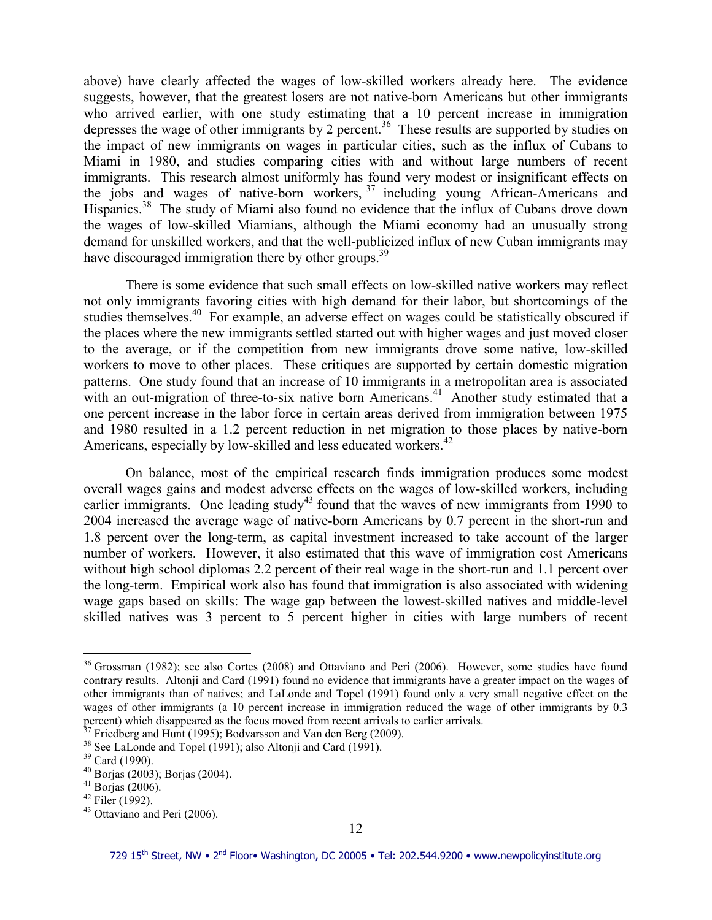above) have clearly affected the wages of low-skilled workers already here. The evidence suggests, however, that the greatest losers are not native-born Americans but other immigrants who arrived earlier, with one study estimating that a 10 percent increase in immigration depresses the wage of other immigrants by 2 percent.[36] These results are supported by studies on the impact of new immigrants on wages in particular cities, such as the influx of Cubans to Miami in 1980, and studies comparing cities with and without large numbers of recent immigrants. This research almost uniformly has found very modest or insignificant effects on the jobs and wages of native-born workers,[37] including young African-Americans and Hispanics.[38] The study of Miami also found no evidence that the influx of Cubans drove down the wages of low-skilled Miamians, although the Miami economy had an unusually strong demand for unskilled workers, and that the well-publicized influx of new Cuban immigrants may have discouraged immigration there by other groups.[39]

There is some evidence that such small effects on low-skilled native workers may reflect not only immigrants favoring cities with high demand for their labor, but shortcomings of the studies themselves.[40] For example, an adverse effect on wages could be statistically obscured if the places where the new immigrants settled started out with higher wages and just moved closer to the average, or if the competition from new immigrants drove some native, low-skilled workers to move to other places. These critiques are supported by certain domestic migration patterns. One study found that an increase of 10 immigrants in a metropolitan area is associated with an out-migration of three-to-six native born Americans.[41] Another study estimated that a one percent increase in the labor force in certain areas derived from immigration between 1975 and 1980 resulted in a 1.2 percent reduction in net migration to those places by native-born Americans, especially by low-skilled and less educated workers.[42]

On balance, most of the empirical research finds immigration produces some modest overall wages gains and modest adverse effects on the wages of low-skilled workers, including earlier immigrants. One leading study[43] found that the waves of new immigrants from 1990 to 2004 increased the average wage of native-born Americans by 0.7 percent in the short-run and 1.8 percent over the long-term, as capital investment increased to take account of the larger number of workers. However, it also estimated that this wave of immigration cost Americans without high school diplomas 2.2 percent of their real wage in the short-run and 1.1 percent over the long-term. Empirical work also has found that immigration is also associated with widening wage gaps based on skills: The wage gap between the lowest-skilled natives and middle-level skilled natives was 3 percent to 5 percent higher in cities with large numbers of recent

---

[36] Grossman (1982); see also Cortes (2008) and Ottaviano and Peri (2006). However, some studies have found contrary results. Altonji and Card (1991) found no evidence that immigrants have a greater impact on the wages of other immigrants than of natives; and LaLonde and Topel (1991) found only a very small negative effect on the wages of other immigrants (a 10 percent increase in immigration reduced the wage of other immigrants by 0.3 percent) which disappeared as the focus moved from recent arrivals to earlier arrivals.

[37] Friedberg and Hunt (1995); Bodvarsson and Van den Berg (2009).

[38] See LaLonde and Topel (1991); also Altonji and Card (1991).

[39] Card (1990).

[40] Borjas (2003); Borjas (2004).

[41] Borjas (2006).

[42] Filer (1992).

[43] Ottaviano and Peri (2006).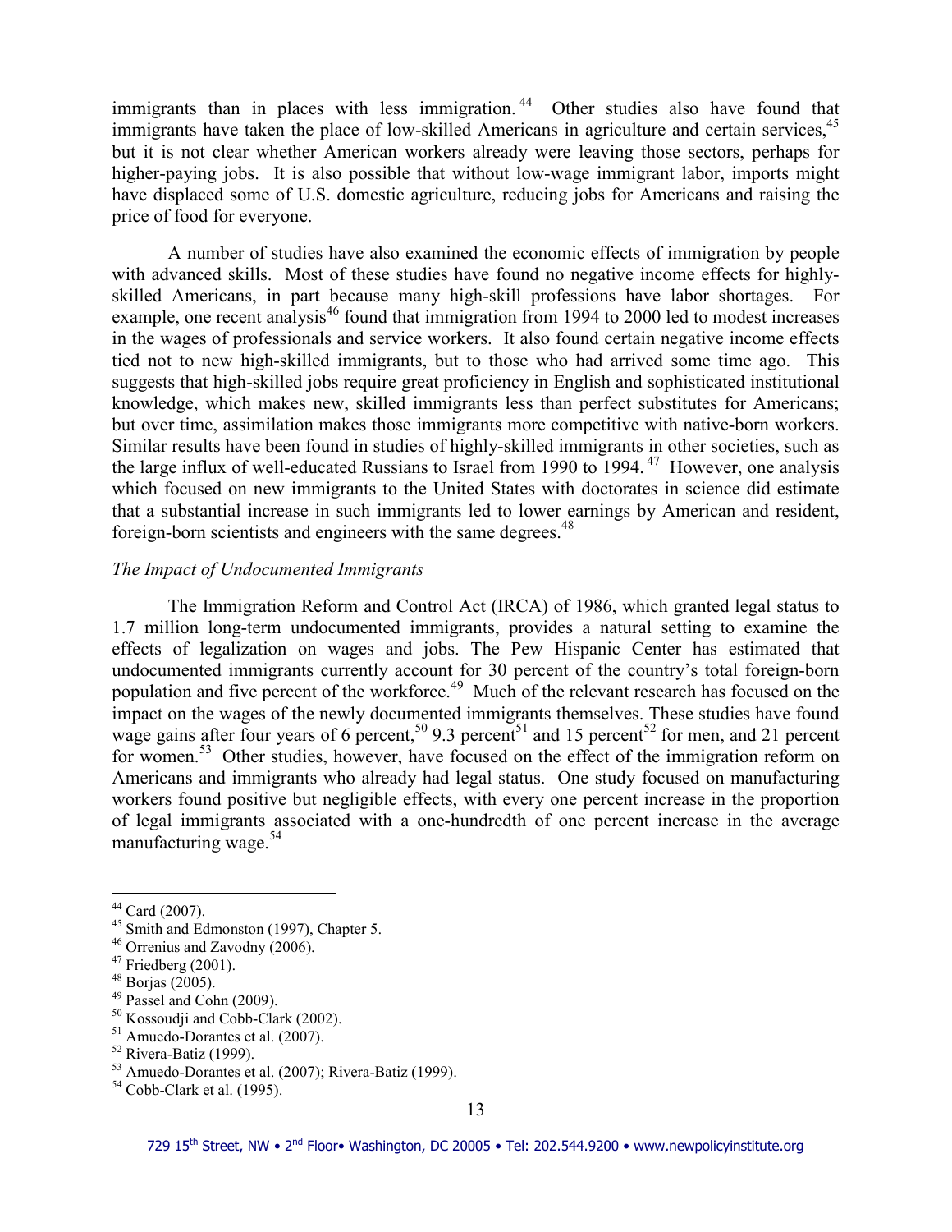immigrants than in places with less immigration.[44] Other studies also have found that immigrants have taken the place of low-skilled Americans in agriculture and certain services,[45] but it is not clear whether American workers already were leaving those sectors, perhaps for higher-paying jobs. It is also possible that without low-wage immigrant labor, imports might have displaced some of U.S. domestic agriculture, reducing jobs for Americans and raising the price of food for everyone.

A number of studies have also examined the economic effects of immigration by people with advanced skills. Most of these studies have found no negative income effects for highly-skilled Americans, in part because many high-skill professions have labor shortages. For example, one recent analysis[46] found that immigration from 1994 to 2000 led to modest increases in the wages of professionals and service workers. It also found certain negative income effects tied not to new high-skilled immigrants, but to those who had arrived some time ago. This suggests that high-skilled jobs require great proficiency in English and sophisticated institutional knowledge, which makes new, skilled immigrants less than perfect substitutes for Americans; but over time, assimilation makes those immigrants more competitive with native-born workers. Similar results have been found in studies of highly-skilled immigrants in other societies, such as the large influx of well-educated Russians to Israel from 1990 to 1994.[47] However, one analysis which focused on new immigrants to the United States with doctorates in science did estimate that a substantial increase in such immigrants led to lower earnings by American and resident, foreign-born scientists and engineers with the same degrees.[48]

*The Impact of Undocumented Immigrants*

The Immigration Reform and Control Act (IRCA) of 1986, which granted legal status to 1.7 million long-term undocumented immigrants, provides a natural setting to examine the effects of legalization on wages and jobs. The Pew Hispanic Center has estimated that undocumented immigrants currently account for 30 percent of the country's total foreign-born population and five percent of the workforce.[49] Much of the relevant research has focused on the impact on the wages of the newly documented immigrants themselves. These studies have found wage gains after four years of 6 percent,[50] 9.3 percent[51] and 15 percent[52] for men, and 21 percent for women.[53] Other studies, however, have focused on the effect of the immigration reform on Americans and immigrants who already had legal status. One study focused on manufacturing workers found positive but negligible effects, with every one percent increase in the proportion of legal immigrants associated with a one-hundredth of one percent increase in the average manufacturing wage.[54]

---

[44] Card (2007).
[45] Smith and Edmonston (1997), Chapter 5.
[46] Orrenius and Zavodny (2006).
[47] Friedberg (2001).
[48] Borjas (2005).
[49] Passel and Cohn (2009).
[50] Kossoudji and Cobb-Clark (2002).
[51] Amuedo-Dorantes et al. (2007).
[52] Rivera-Batiz (1999).
[53] Amuedo-Dorantes et al. (2007); Rivera-Batiz (1999).
[54] Cobb-Clark et al. (1995).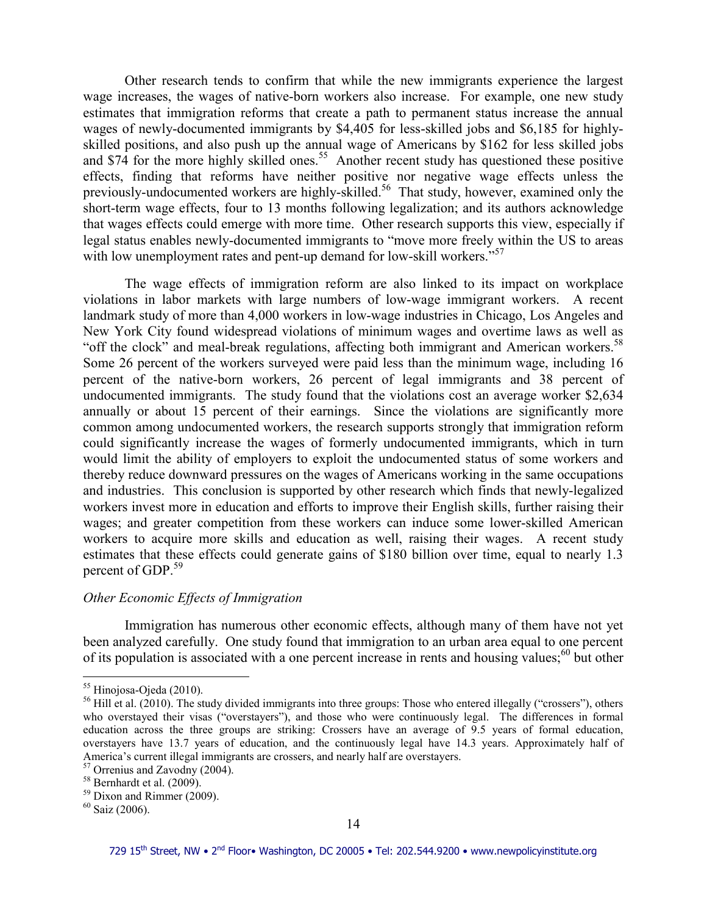Other research tends to confirm that while the new immigrants experience the largest wage increases, the wages of native-born workers also increase. For example, one new study estimates that immigration reforms that create a path to permanent status increase the annual wages of newly-documented immigrants by $4,405 for less-skilled jobs and $6,185 for highly-skilled positions, and also push up the annual wage of Americans by $162 for less skilled jobs and $74 for the more highly skilled ones.[55] Another recent study has questioned these positive effects, finding that reforms have neither positive nor negative wage effects unless the previously-undocumented workers are highly-skilled.[56] That study, however, examined only the short-term wage effects, four to 13 months following legalization; and its authors acknowledge that wages effects could emerge with more time. Other research supports this view, especially if legal status enables newly-documented immigrants to "move more freely within the US to areas with low unemployment rates and pent-up demand for low-skill workers."[57]

The wage effects of immigration reform are also linked to its impact on workplace violations in labor markets with large numbers of low-wage immigrant workers. A recent landmark study of more than 4,000 workers in low-wage industries in Chicago, Los Angeles and New York City found widespread violations of minimum wages and overtime laws as well as "off the clock" and meal-break regulations, affecting both immigrant and American workers.[58] Some 26 percent of the workers surveyed were paid less than the minimum wage, including 16 percent of the native-born workers, 26 percent of legal immigrants and 38 percent of undocumented immigrants. The study found that the violations cost an average worker $2,634 annually or about 15 percent of their earnings. Since the violations are significantly more common among undocumented workers, the research supports strongly that immigration reform could significantly increase the wages of formerly undocumented immigrants, which in turn would limit the ability of employers to exploit the undocumented status of some workers and thereby reduce downward pressures on the wages of Americans working in the same occupations and industries. This conclusion is supported by other research which finds that newly-legalized workers invest more in education and efforts to improve their English skills, further raising their wages; and greater competition from these workers can induce some lower-skilled American workers to acquire more skills and education as well, raising their wages. A recent study estimates that these effects could generate gains of $180 billion over time, equal to nearly 1.3 percent of GDP.[59]

*Other Economic Effects of Immigration*

Immigration has numerous other economic effects, although many of them have not yet been analyzed carefully. One study found that immigration to an urban area equal to one percent of its population is associated with a one percent increase in rents and housing values;[60] but other

---

[55] Hinojosa-Ojeda (2010).

[56] Hill et al. (2010). The study divided immigrants into three groups: Those who entered illegally ("crossers"), others who overstayed their visas ("overstayers"), and those who were continuously legal. The differences in formal education across the three groups are striking: Crossers have an average of 9.5 years of formal education, overstayers have 13.7 years of education, and the continuously legal have 14.3 years. Approximately half of America's current illegal immigrants are crossers, and nearly half are overstayers.

[57] Orrenius and Zavodny (2004).

[58] Bernhardt et al. (2009).

[59] Dixon and Rimmer (2009).

[60] Saiz (2006).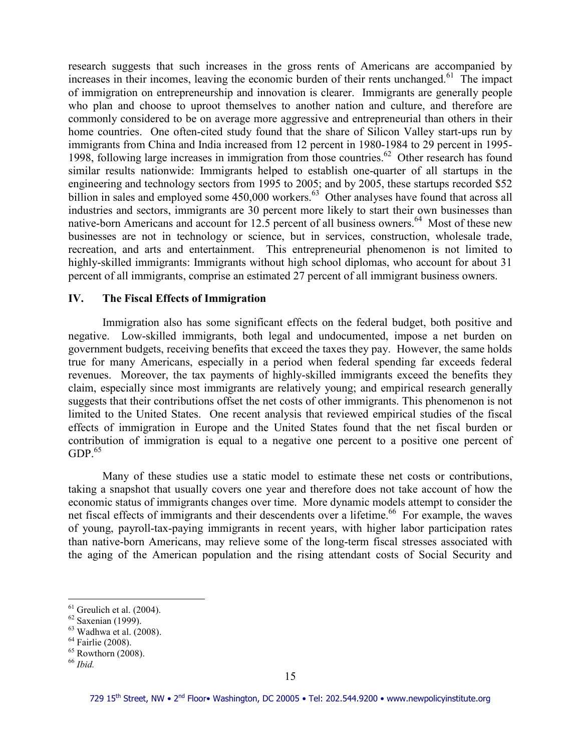research suggests that such increases in the gross rents of Americans are accompanied by increases in their incomes, leaving the economic burden of their rents unchanged.[61] The impact of immigration on entrepreneurship and innovation is clearer. Immigrants are generally people who plan and choose to uproot themselves to another nation and culture, and therefore are commonly considered to be on average more aggressive and entrepreneurial than others in their home countries. One often-cited study found that the share of Silicon Valley start-ups run by immigrants from China and India increased from 12 percent in 1980-1984 to 29 percent in 1995-1998, following large increases in immigration from those countries.[62] Other research has found similar results nationwide: Immigrants helped to establish one-quarter of all startups in the engineering and technology sectors from 1995 to 2005; and by 2005, these startups recorded $52 billion in sales and employed some 450,000 workers.[63] Other analyses have found that across all industries and sectors, immigrants are 30 percent more likely to start their own businesses than native-born Americans and account for 12.5 percent of all business owners.[64] Most of these new businesses are not in technology or science, but in services, construction, wholesale trade, recreation, and arts and entertainment. This entrepreneurial phenomenon is not limited to highly-skilled immigrants: Immigrants without high school diplomas, who account for about 31 percent of all immigrants, comprise an estimated 27 percent of all immigrant business owners.

## IV. The Fiscal Effects of Immigration

Immigration also has some significant effects on the federal budget, both positive and negative. Low-skilled immigrants, both legal and undocumented, impose a net burden on government budgets, receiving benefits that exceed the taxes they pay. However, the same holds true for many Americans, especially in a period when federal spending far exceeds federal revenues. Moreover, the tax payments of highly-skilled immigrants exceed the benefits they claim, especially since most immigrants are relatively young; and empirical research generally suggests that their contributions offset the net costs of other immigrants. This phenomenon is not limited to the United States. One recent analysis that reviewed empirical studies of the fiscal effects of immigration in Europe and the United States found that the net fiscal burden or contribution of immigration is equal to a negative one percent to a positive one percent of GDP.[65]

Many of these studies use a static model to estimate these net costs or contributions, taking a snapshot that usually covers one year and therefore does not take account of how the economic status of immigrants changes over time. More dynamic models attempt to consider the net fiscal effects of immigrants and their descendents over a lifetime.[66] For example, the waves of young, payroll-tax-paying immigrants in recent years, with higher labor participation rates than native-born Americans, may relieve some of the long-term fiscal stresses associated with the aging of the American population and the rising attendant costs of Social Security and

---

[61] Greulich et al. (2004).

[62] Saxenian (1999).

[63] Wadhwa et al. (2008).

[64] Fairlie (2008).

[65] Rowthorn (2008).

[66] *Ibid.*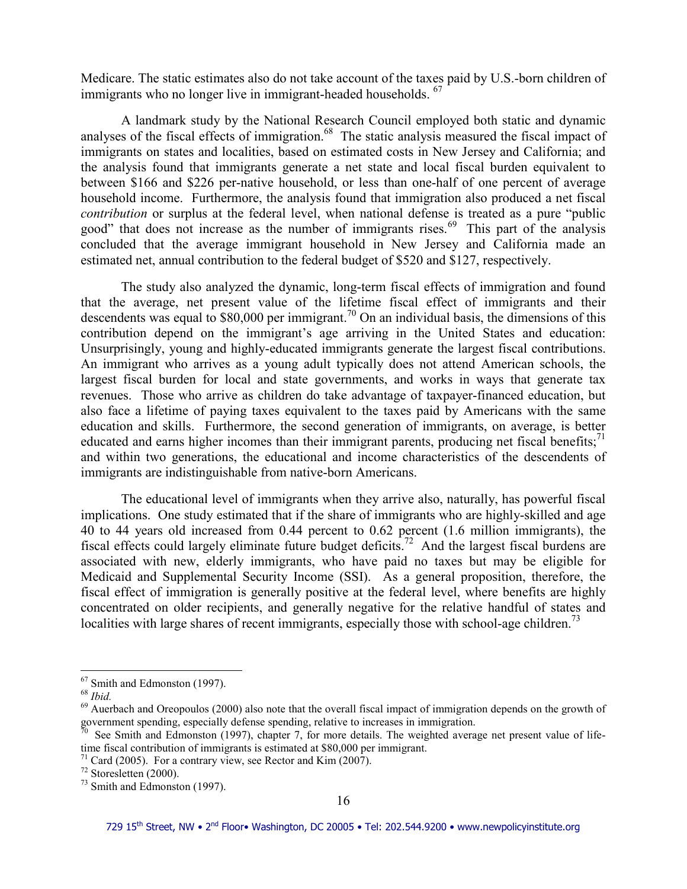Medicare. The static estimates also do not take account of the taxes paid by U.S.-born children of immigrants who no longer live in immigrant-headed households. [67]

A landmark study by the National Research Council employed both static and dynamic analyses of the fiscal effects of immigration.[68] The static analysis measured the fiscal impact of immigrants on states and localities, based on estimated costs in New Jersey and California; and the analysis found that immigrants generate a net state and local fiscal burden equivalent to between \$166 and \$226 per-native household, or less than one-half of one percent of average household income. Furthermore, the analysis found that immigration also produced a net fiscal *contribution* or surplus at the federal level, when national defense is treated as a pure "public good" that does not increase as the number of immigrants rises.[69] This part of the analysis concluded that the average immigrant household in New Jersey and California made an estimated net, annual contribution to the federal budget of \$520 and \$127, respectively.

The study also analyzed the dynamic, long-term fiscal effects of immigration and found that the average, net present value of the lifetime fiscal effect of immigrants and their descendents was equal to \$80,000 per immigrant.[70] On an individual basis, the dimensions of this contribution depend on the immigrant's age arriving in the United States and education: Unsurprisingly, young and highly-educated immigrants generate the largest fiscal contributions. An immigrant who arrives as a young adult typically does not attend American schools, the largest fiscal burden for local and state governments, and works in ways that generate tax revenues. Those who arrive as children do take advantage of taxpayer-financed education, but also face a lifetime of paying taxes equivalent to the taxes paid by Americans with the same education and skills. Furthermore, the second generation of immigrants, on average, is better educated and earns higher incomes than their immigrant parents, producing net fiscal benefits;[71] and within two generations, the educational and income characteristics of the descendents of immigrants are indistinguishable from native-born Americans.

The educational level of immigrants when they arrive also, naturally, has powerful fiscal implications. One study estimated that if the share of immigrants who are highly-skilled and age 40 to 44 years old increased from 0.44 percent to 0.62 percent (1.6 million immigrants), the fiscal effects could largely eliminate future budget deficits.[72] And the largest fiscal burdens are associated with new, elderly immigrants, who have paid no taxes but may be eligible for Medicaid and Supplemental Security Income (SSI). As a general proposition, therefore, the fiscal effect of immigration is generally positive at the federal level, where benefits are highly concentrated on older recipients, and generally negative for the relative handful of states and localities with large shares of recent immigrants, especially those with school-age children.[73]

---

[67] Smith and Edmonston (1997).

[68] *Ibid.*

[69] Auerbach and Oreopoulos (2000) also note that the overall fiscal impact of immigration depends on the growth of government spending, especially defense spending, relative to increases in immigration.

[70] See Smith and Edmonston (1997), chapter 7, for more details. The weighted average net present value of life-time fiscal contribution of immigrants is estimated at \$80,000 per immigrant.

[71] Card (2005). For a contrary view, see Rector and Kim (2007).

[72] Storesletten (2000).

[73] Smith and Edmonston (1997).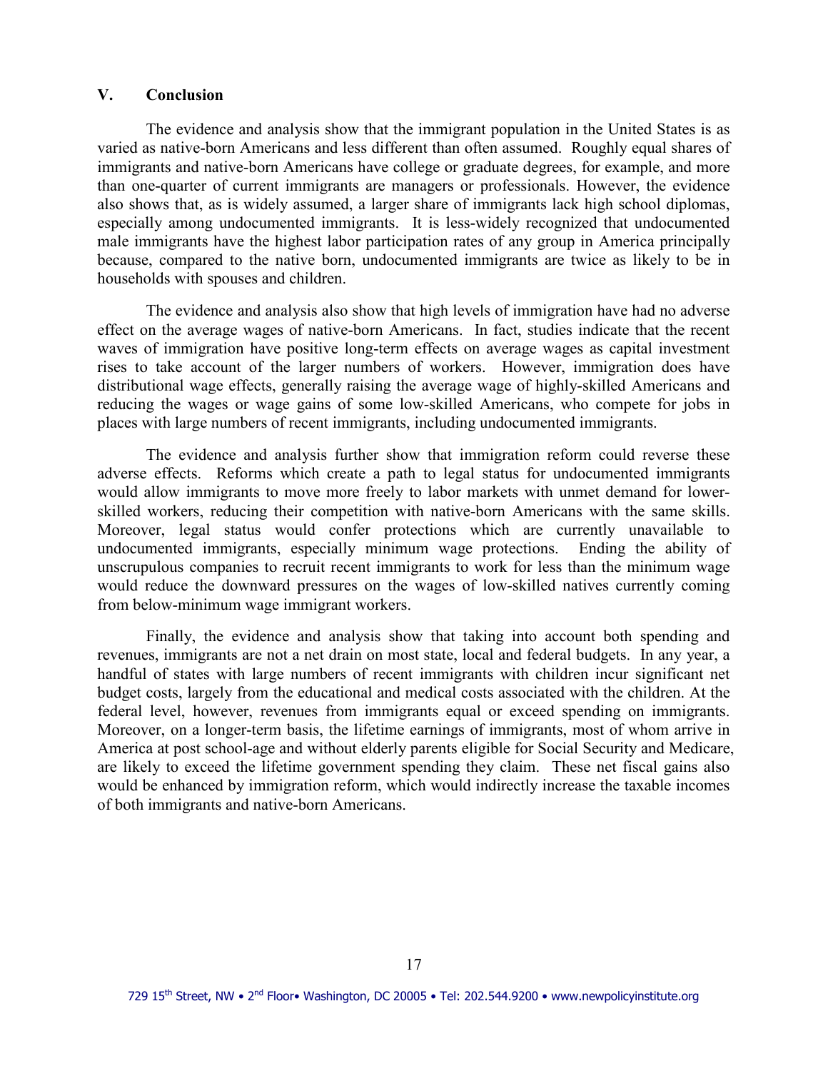## V. Conclusion

The evidence and analysis show that the immigrant population in the United States is as varied as native-born Americans and less different than often assumed. Roughly equal shares of immigrants and native-born Americans have college or graduate degrees, for example, and more than one-quarter of current immigrants are managers or professionals. However, the evidence also shows that, as is widely assumed, a larger share of immigrants lack high school diplomas, especially among undocumented immigrants. It is less-widely recognized that undocumented male immigrants have the highest labor participation rates of any group in America principally because, compared to the native born, undocumented immigrants are twice as likely to be in households with spouses and children.

The evidence and analysis also show that high levels of immigration have had no adverse effect on the average wages of native-born Americans. In fact, studies indicate that the recent waves of immigration have positive long-term effects on average wages as capital investment rises to take account of the larger numbers of workers. However, immigration does have distributional wage effects, generally raising the average wage of highly-skilled Americans and reducing the wages or wage gains of some low-skilled Americans, who compete for jobs in places with large numbers of recent immigrants, including undocumented immigrants.

The evidence and analysis further show that immigration reform could reverse these adverse effects. Reforms which create a path to legal status for undocumented immigrants would allow immigrants to move more freely to labor markets with unmet demand for lower-skilled workers, reducing their competition with native-born Americans with the same skills. Moreover, legal status would confer protections which are currently unavailable to undocumented immigrants, especially minimum wage protections. Ending the ability of unscrupulous companies to recruit recent immigrants to work for less than the minimum wage would reduce the downward pressures on the wages of low-skilled natives currently coming from below-minimum wage immigrant workers.

Finally, the evidence and analysis show that taking into account both spending and revenues, immigrants are not a net drain on most state, local and federal budgets. In any year, a handful of states with large numbers of recent immigrants with children incur significant net budget costs, largely from the educational and medical costs associated with the children. At the federal level, however, revenues from immigrants equal or exceed spending on immigrants. Moreover, on a longer-term basis, the lifetime earnings of immigrants, most of whom arrive in America at post school-age and without elderly parents eligible for Social Security and Medicare, are likely to exceed the lifetime government spending they claim. These net fiscal gains also would be enhanced by immigration reform, which would indirectly increase the taxable incomes of both immigrants and native-born Americans.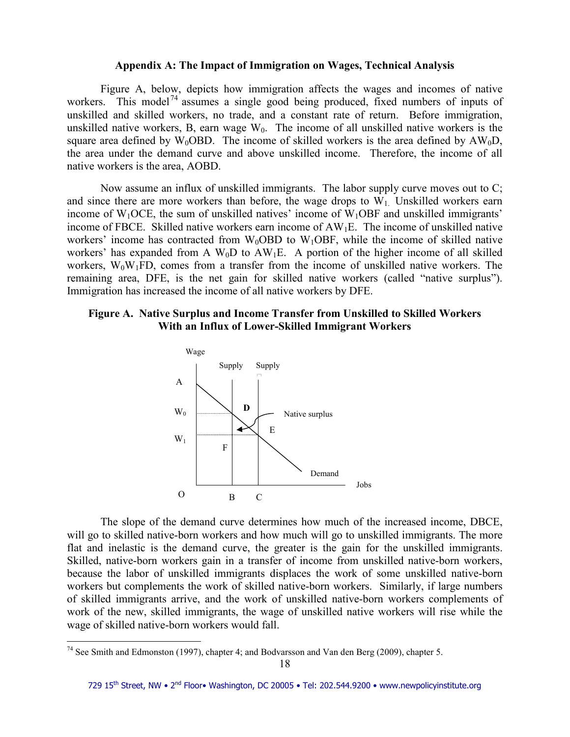### Appendix A: The Impact of Immigration on Wages, Technical Analysis

Figure A, below, depicts how immigration affects the wages and incomes of native workers. This model[74] assumes a single good being produced, fixed numbers of inputs of unskilled and skilled workers, no trade, and a constant rate of return. Before immigration, unskilled native workers, B, earn wage $W_0$. The income of all unskilled native workers is the square area defined by $W_0$OBD. The income of skilled workers is the area defined by A$W_0$D, the area under the demand curve and above unskilled income. Therefore, the income of all native workers is the area, AOBD.

Now assume an influx of unskilled immigrants. The labor supply curve moves out to C; and since there are more workers than before, the wage drops to $W_1$. Unskilled workers earn income of $W_1$OCE, the sum of unskilled natives' income of $W_1$OBF and unskilled immigrants' income of FBCE. Skilled native workers earn income of A$W_1$E. The income of unskilled native workers' income has contracted from $W_0$OBD to $W_1$OBF, while the income of skilled native workers' has expanded from A $W_0$D to A$W_1$E. A portion of the higher income of all skilled workers, $W_0W_1$FD, comes from a transfer from the income of unskilled native workers. The remaining area, DFE, is the net gain for skilled native workers (called "native surplus"). Immigration has increased the income of all native workers by DFE.

**Figure A. Native Surplus and Income Transfer from Unskilled to Skilled Workers With an Influx of Lower-Skilled Immigrant Workers**

The slope of the demand curve determines how much of the increased income, DBCE, will go to skilled native-born workers and how much will go to unskilled immigrants. The more flat and inelastic is the demand curve, the greater is the gain for the unskilled immigrants. Skilled, native-born workers gain in a transfer of income from unskilled native-born workers, because the labor of unskilled immigrants displaces the work of some unskilled native-born workers but complements the work of skilled native-born workers. Similarly, if large numbers of skilled immigrants arrive, and the work of unskilled native-born workers complements of work of the new, skilled immigrants, the wage of unskilled native workers will rise while the wage of skilled native-born workers would fall.

---

[74] See Smith and Edmonston (1997), chapter 4; and Bodvarsson and Van den Berg (2009), chapter 5.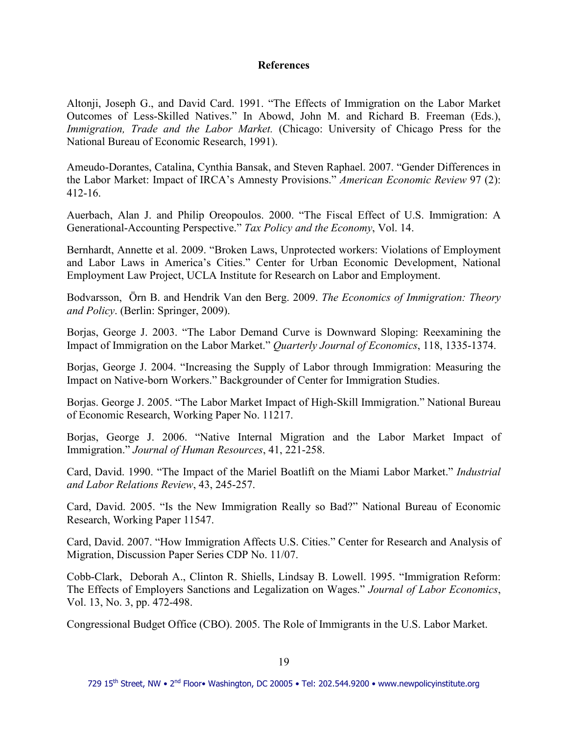## References

Altonji, Joseph G., and David Card. 1991. "The Effects of Immigration on the Labor Market Outcomes of Less-Skilled Natives." In Abowd, John M. and Richard B. Freeman (Eds.), *Immigration, Trade and the Labor Market.* (Chicago: University of Chicago Press for the National Bureau of Economic Research, 1991).

Ameudo-Dorantes, Catalina, Cynthia Bansak, and Steven Raphael. 2007. "Gender Differences in the Labor Market: Impact of IRCA's Amnesty Provisions." *American Economic Review* 97 (2): 412-16.

Auerbach, Alan J. and Philip Oreopoulos. 2000. "The Fiscal Effect of U.S. Immigration: A Generational-Accounting Perspective." *Tax Policy and the Economy*, Vol. 14.

Bernhardt, Annette et al. 2009. "Broken Laws, Unprotected workers: Violations of Employment and Labor Laws in America's Cities." Center for Urban Economic Development, National Employment Law Project, UCLA Institute for Research on Labor and Employment.

Bodvarsson, Örn B. and Hendrik Van den Berg. 2009. *The Economics of Immigration: Theory and Policy*. (Berlin: Springer, 2009).

Borjas, George J. 2003. "The Labor Demand Curve is Downward Sloping: Reexamining the Impact of Immigration on the Labor Market." *Quarterly Journal of Economics*, 118, 1335-1374.

Borjas, George J. 2004. "Increasing the Supply of Labor through Immigration: Measuring the Impact on Native-born Workers." Backgrounder of Center for Immigration Studies.

Borjas. George J. 2005. "The Labor Market Impact of High-Skill Immigration." National Bureau of Economic Research, Working Paper No. 11217.

Borjas, George J. 2006. "Native Internal Migration and the Labor Market Impact of Immigration." *Journal of Human Resources*, 41, 221-258.

Card, David. 1990. "The Impact of the Mariel Boatlift on the Miami Labor Market." *Industrial and Labor Relations Review*, 43, 245-257.

Card, David. 2005. "Is the New Immigration Really so Bad?" National Bureau of Economic Research, Working Paper 11547.

Card, David. 2007. "How Immigration Affects U.S. Cities." Center for Research and Analysis of Migration, Discussion Paper Series CDP No. 11/07.

Cobb-Clark, Deborah A., Clinton R. Shiells, Lindsay B. Lowell. 1995. "Immigration Reform: The Effects of Employers Sanctions and Legalization on Wages." *Journal of Labor Economics*, Vol. 13, No. 3, pp. 472-498.

Congressional Budget Office (CBO). 2005. The Role of Immigrants in the U.S. Labor Market.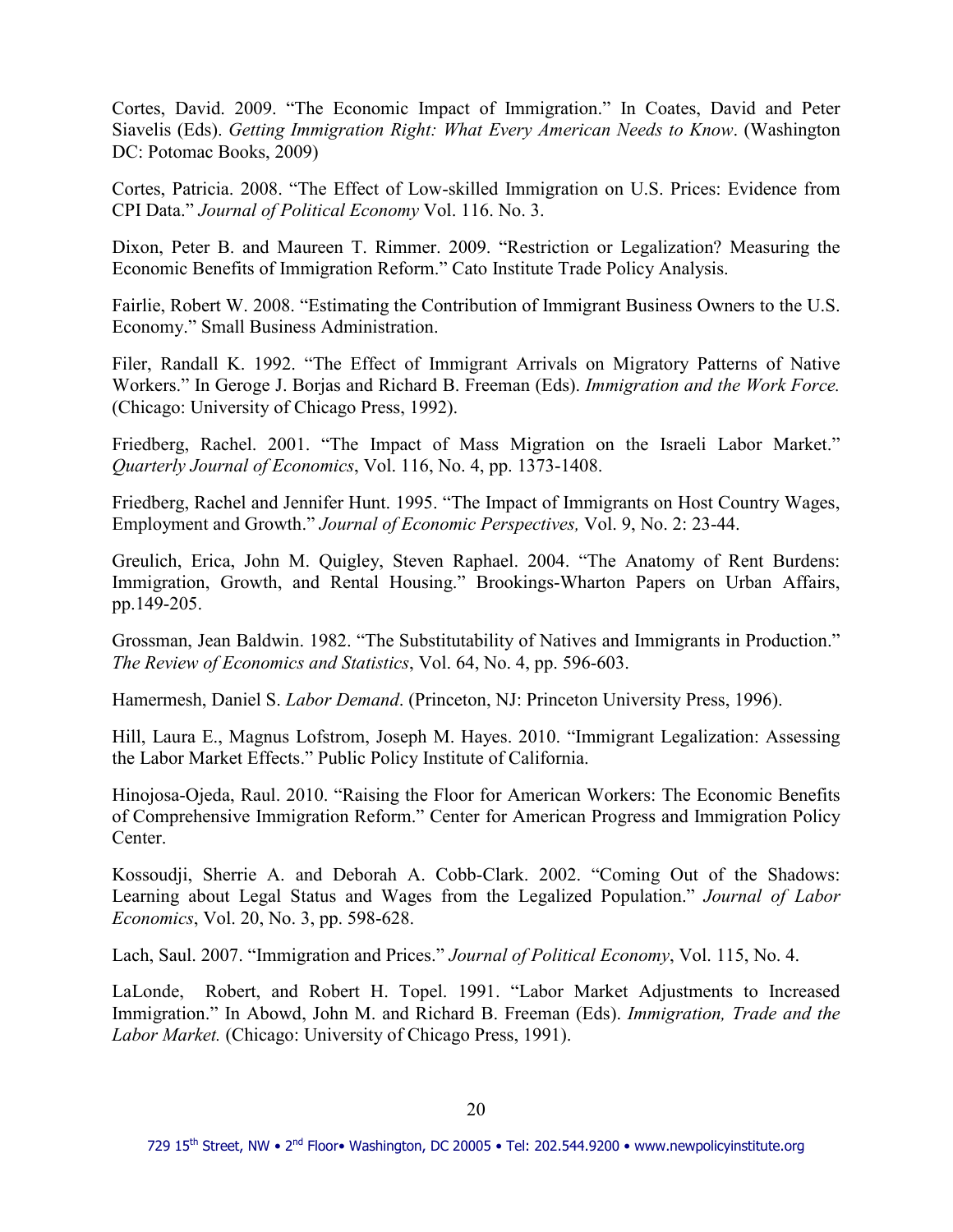Cortes, David. 2009. "The Economic Impact of Immigration." In Coates, David and Peter Siavelis (Eds). *Getting Immigration Right: What Every American Needs to Know*. (Washington DC: Potomac Books, 2009)

Cortes, Patricia. 2008. "The Effect of Low-skilled Immigration on U.S. Prices: Evidence from CPI Data." *Journal of Political Economy* Vol. 116. No. 3.

Dixon, Peter B. and Maureen T. Rimmer. 2009. "Restriction or Legalization? Measuring the Economic Benefits of Immigration Reform." Cato Institute Trade Policy Analysis.

Fairlie, Robert W. 2008. "Estimating the Contribution of Immigrant Business Owners to the U.S. Economy." Small Business Administration.

Filer, Randall K. 1992. "The Effect of Immigrant Arrivals on Migratory Patterns of Native Workers." In Geroge J. Borjas and Richard B. Freeman (Eds). *Immigration and the Work Force.* (Chicago: University of Chicago Press, 1992).

Friedberg, Rachel. 2001. "The Impact of Mass Migration on the Israeli Labor Market." *Quarterly Journal of Economics*, Vol. 116, No. 4, pp. 1373-1408.

Friedberg, Rachel and Jennifer Hunt. 1995. "The Impact of Immigrants on Host Country Wages, Employment and Growth." *Journal of Economic Perspectives,* Vol. 9, No. 2: 23-44.

Greulich, Erica, John M. Quigley, Steven Raphael. 2004. "The Anatomy of Rent Burdens: Immigration, Growth, and Rental Housing." Brookings-Wharton Papers on Urban Affairs, pp.149-205.

Grossman, Jean Baldwin. 1982. "The Substitutability of Natives and Immigrants in Production." *The Review of Economics and Statistics*, Vol. 64, No. 4, pp. 596-603.

Hamermesh, Daniel S. *Labor Demand*. (Princeton, NJ: Princeton University Press, 1996).

Hill, Laura E., Magnus Lofstrom, Joseph M. Hayes. 2010. "Immigrant Legalization: Assessing the Labor Market Effects." Public Policy Institute of California.

Hinojosa-Ojeda, Raul. 2010. "Raising the Floor for American Workers: The Economic Benefits of Comprehensive Immigration Reform." Center for American Progress and Immigration Policy Center.

Kossoudji, Sherrie A. and Deborah A. Cobb-Clark. 2002. "Coming Out of the Shadows: Learning about Legal Status and Wages from the Legalized Population." *Journal of Labor Economics*, Vol. 20, No. 3, pp. 598-628.

Lach, Saul. 2007. "Immigration and Prices." *Journal of Political Economy*, Vol. 115, No. 4.

LaLonde, Robert, and Robert H. Topel. 1991. "Labor Market Adjustments to Increased Immigration." In Abowd, John M. and Richard B. Freeman (Eds). *Immigration, Trade and the Labor Market.* (Chicago: University of Chicago Press, 1991).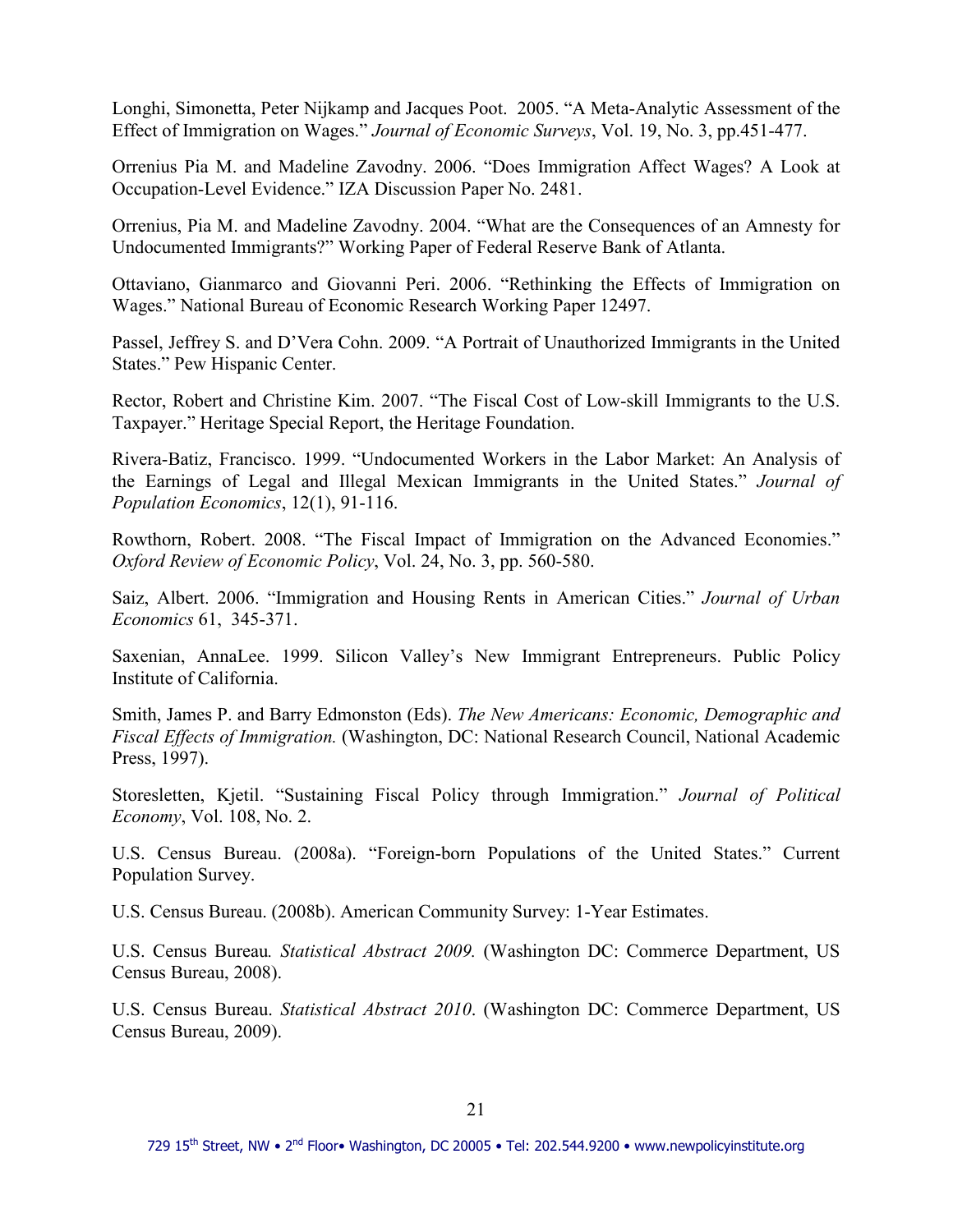Longhi, Simonetta, Peter Nijkamp and Jacques Poot. 2005. "A Meta-Analytic Assessment of the Effect of Immigration on Wages." *Journal of Economic Surveys*, Vol. 19, No. 3, pp.451-477.

Orrenius Pia M. and Madeline Zavodny. 2006. "Does Immigration Affect Wages? A Look at Occupation-Level Evidence." IZA Discussion Paper No. 2481.

Orrenius, Pia M. and Madeline Zavodny. 2004. "What are the Consequences of an Amnesty for Undocumented Immigrants?" Working Paper of Federal Reserve Bank of Atlanta.

Ottaviano, Gianmarco and Giovanni Peri. 2006. "Rethinking the Effects of Immigration on Wages." National Bureau of Economic Research Working Paper 12497.

Passel, Jeffrey S. and D'Vera Cohn. 2009. "A Portrait of Unauthorized Immigrants in the United States." Pew Hispanic Center.

Rector, Robert and Christine Kim. 2007. "The Fiscal Cost of Low-skill Immigrants to the U.S. Taxpayer." Heritage Special Report, the Heritage Foundation.

Rivera-Batiz, Francisco. 1999. "Undocumented Workers in the Labor Market: An Analysis of the Earnings of Legal and Illegal Mexican Immigrants in the United States." *Journal of Population Economics*, 12(1), 91-116.

Rowthorn, Robert. 2008. "The Fiscal Impact of Immigration on the Advanced Economies." *Oxford Review of Economic Policy*, Vol. 24, No. 3, pp. 560-580.

Saiz, Albert. 2006. "Immigration and Housing Rents in American Cities." *Journal of Urban Economics* 61, 345-371.

Saxenian, AnnaLee. 1999. Silicon Valley's New Immigrant Entrepreneurs. Public Policy Institute of California.

Smith, James P. and Barry Edmonston (Eds). *The New Americans: Economic, Demographic and Fiscal Effects of Immigration.* (Washington, DC: National Research Council, National Academic Press, 1997).

Storesletten, Kjetil. "Sustaining Fiscal Policy through Immigration." *Journal of Political Economy*, Vol. 108, No. 2.

U.S. Census Bureau. (2008a). "Foreign-born Populations of the United States." Current Population Survey.

U.S. Census Bureau. (2008b). American Community Survey: 1-Year Estimates.

U.S. Census Bureau*. Statistical Abstract 2009.* (Washington DC: Commerce Department, US Census Bureau, 2008).

U.S. Census Bureau. *Statistical Abstract 2010*. (Washington DC: Commerce Department, US Census Bureau, 2009).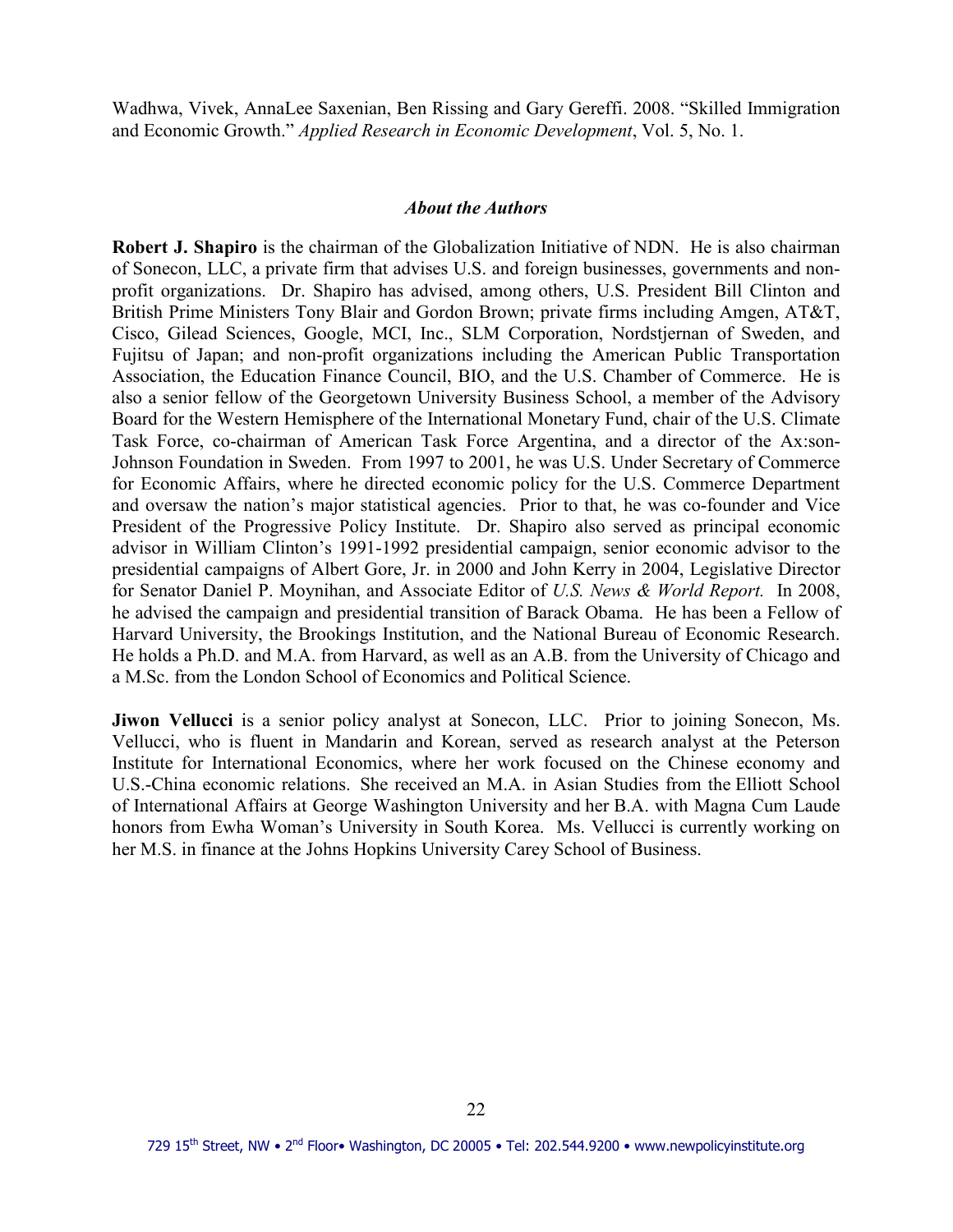Wadhwa, Vivek, AnnaLee Saxenian, Ben Rissing and Gary Gereffi. 2008. "Skilled Immigration and Economic Growth." *Applied Research in Economic Development*, Vol. 5, No. 1.

### *About the Authors*

**Robert J. Shapiro** is the chairman of the Globalization Initiative of NDN. He is also chairman of Sonecon, LLC, a private firm that advises U.S. and foreign businesses, governments and non-profit organizations. Dr. Shapiro has advised, among others, U.S. President Bill Clinton and British Prime Ministers Tony Blair and Gordon Brown; private firms including Amgen, AT&T, Cisco, Gilead Sciences, Google, MCI, Inc., SLM Corporation, Nordstjernan of Sweden, and Fujitsu of Japan; and non-profit organizations including the American Public Transportation Association, the Education Finance Council, BIO, and the U.S. Chamber of Commerce. He is also a senior fellow of the Georgetown University Business School, a member of the Advisory Board for the Western Hemisphere of the International Monetary Fund, chair of the U.S. Climate Task Force, co-chairman of American Task Force Argentina, and a director of the Ax:son-Johnson Foundation in Sweden. From 1997 to 2001, he was U.S. Under Secretary of Commerce for Economic Affairs, where he directed economic policy for the U.S. Commerce Department and oversaw the nation's major statistical agencies. Prior to that, he was co-founder and Vice President of the Progressive Policy Institute. Dr. Shapiro also served as principal economic advisor in William Clinton's 1991-1992 presidential campaign, senior economic advisor to the presidential campaigns of Albert Gore, Jr. in 2000 and John Kerry in 2004, Legislative Director for Senator Daniel P. Moynihan, and Associate Editor of *U.S. News & World Report.* In 2008, he advised the campaign and presidential transition of Barack Obama. He has been a Fellow of Harvard University, the Brookings Institution, and the National Bureau of Economic Research. He holds a Ph.D. and M.A. from Harvard, as well as an A.B. from the University of Chicago and a M.Sc. from the London School of Economics and Political Science.

**Jiwon Vellucci** is a senior policy analyst at Sonecon, LLC. Prior to joining Sonecon, Ms. Vellucci, who is fluent in Mandarin and Korean, served as research analyst at the Peterson Institute for International Economics, where her work focused on the Chinese economy and U.S.-China economic relations. She received an M.A. in Asian Studies from the Elliott School of International Affairs at George Washington University and her B.A. with Magna Cum Laude honors from Ewha Woman's University in South Korea. Ms. Vellucci is currently working on her M.S. in finance at the Johns Hopkins University Carey School of Business.